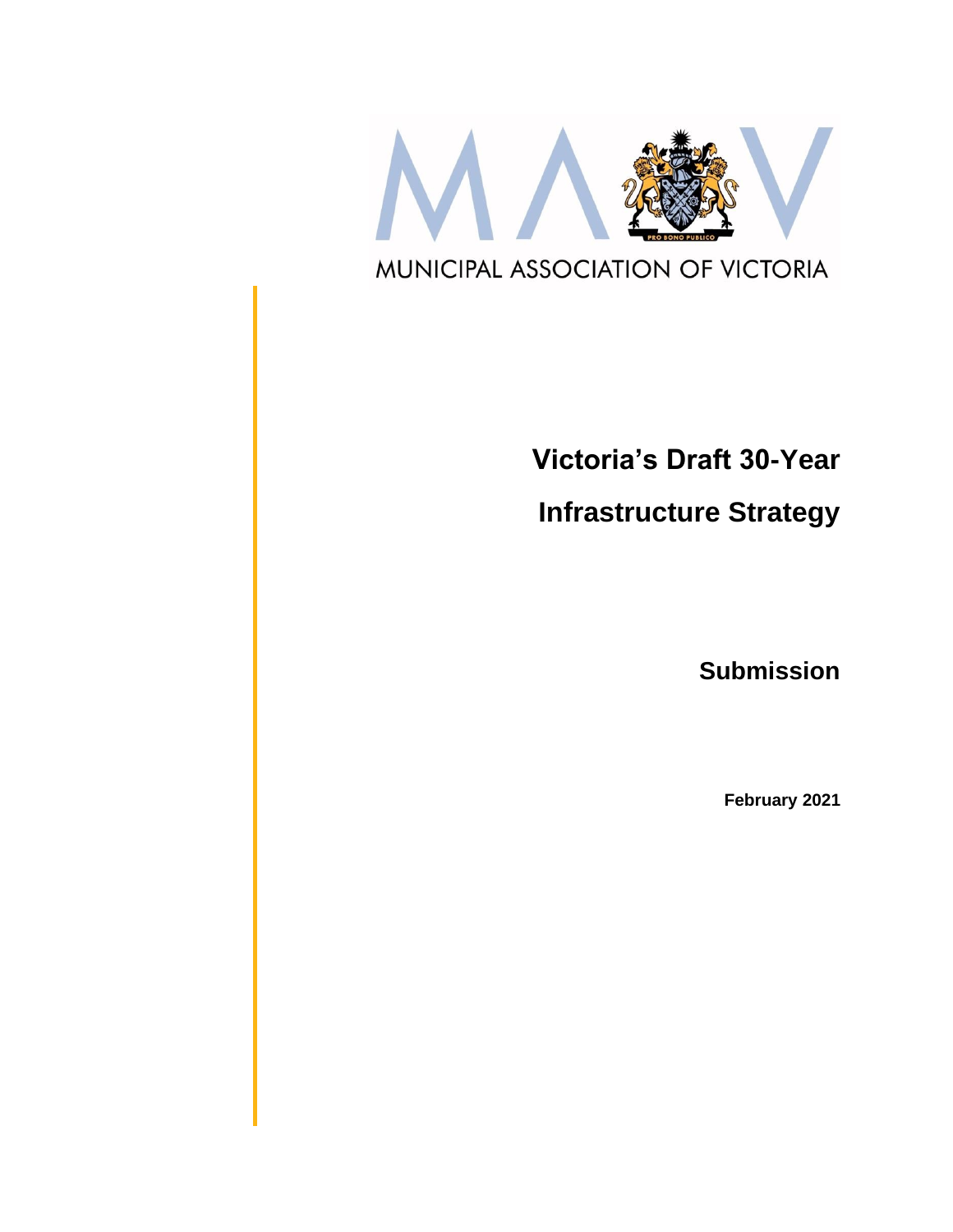MUNICIPAL ASSOCIATION OF VICTORIA

# Victoria's Draft 30-Year Infrastructure Strategy

## Submission

**February 2021**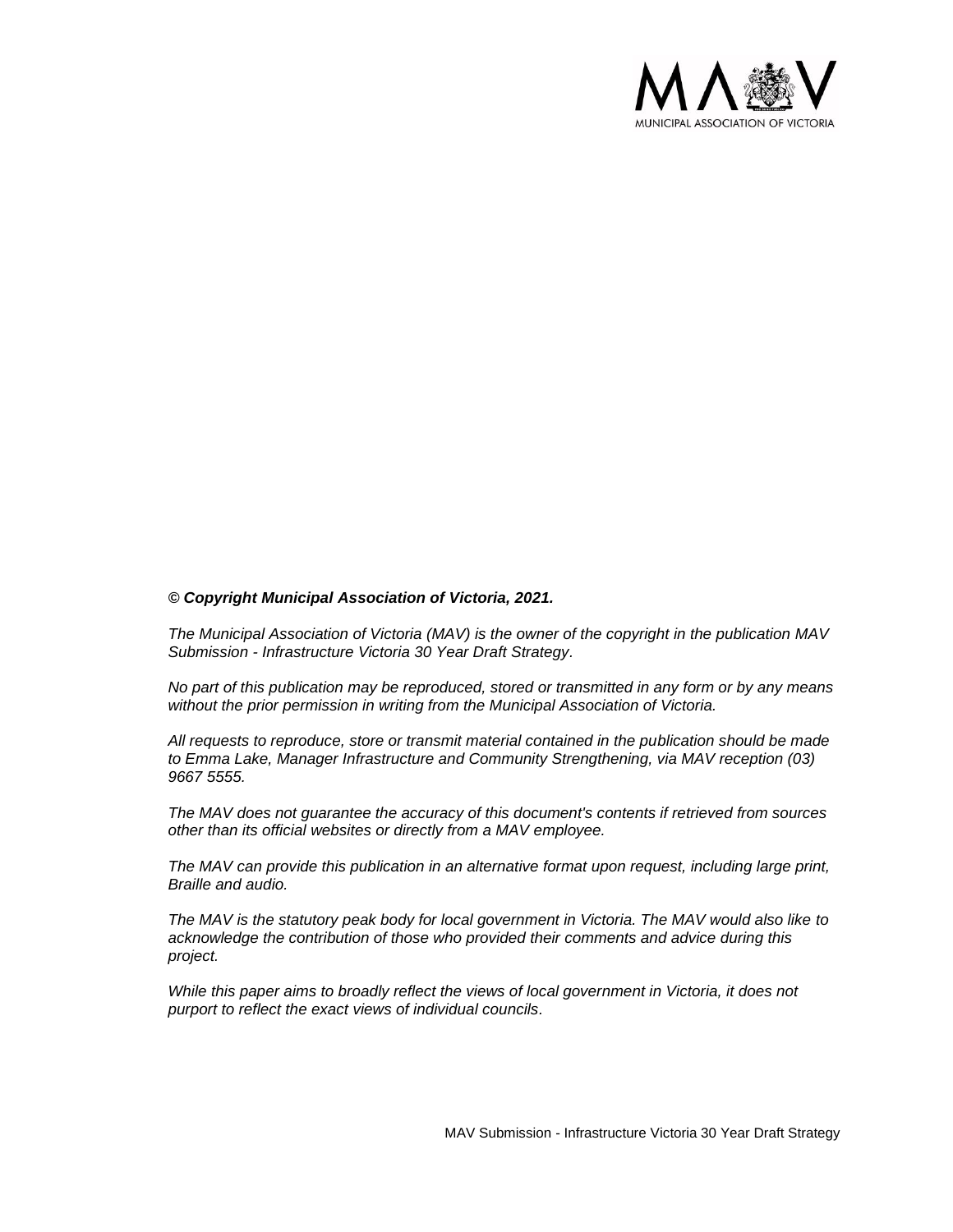***© Copyright Municipal Association of Victoria, 2021.***

*The Municipal Association of Victoria (MAV) is the owner of the copyright in the publication MAV Submission - Infrastructure Victoria 30 Year Draft Strategy.*

*No part of this publication may be reproduced, stored or transmitted in any form or by any means without the prior permission in writing from the Municipal Association of Victoria.*

*All requests to reproduce, store or transmit material contained in the publication should be made to Emma Lake, Manager Infrastructure and Community Strengthening, via MAV reception (03) 9667 5555.*

*The MAV does not guarantee the accuracy of this document's contents if retrieved from sources other than its official websites or directly from a MAV employee.*

*The MAV can provide this publication in an alternative format upon request, including large print, Braille and audio.*

*The MAV is the statutory peak body for local government in Victoria. The MAV would also like to acknowledge the contribution of those who provided their comments and advice during this project.*

*While this paper aims to broadly reflect the views of local government in Victoria, it does not purport to reflect the exact views of individual councils.*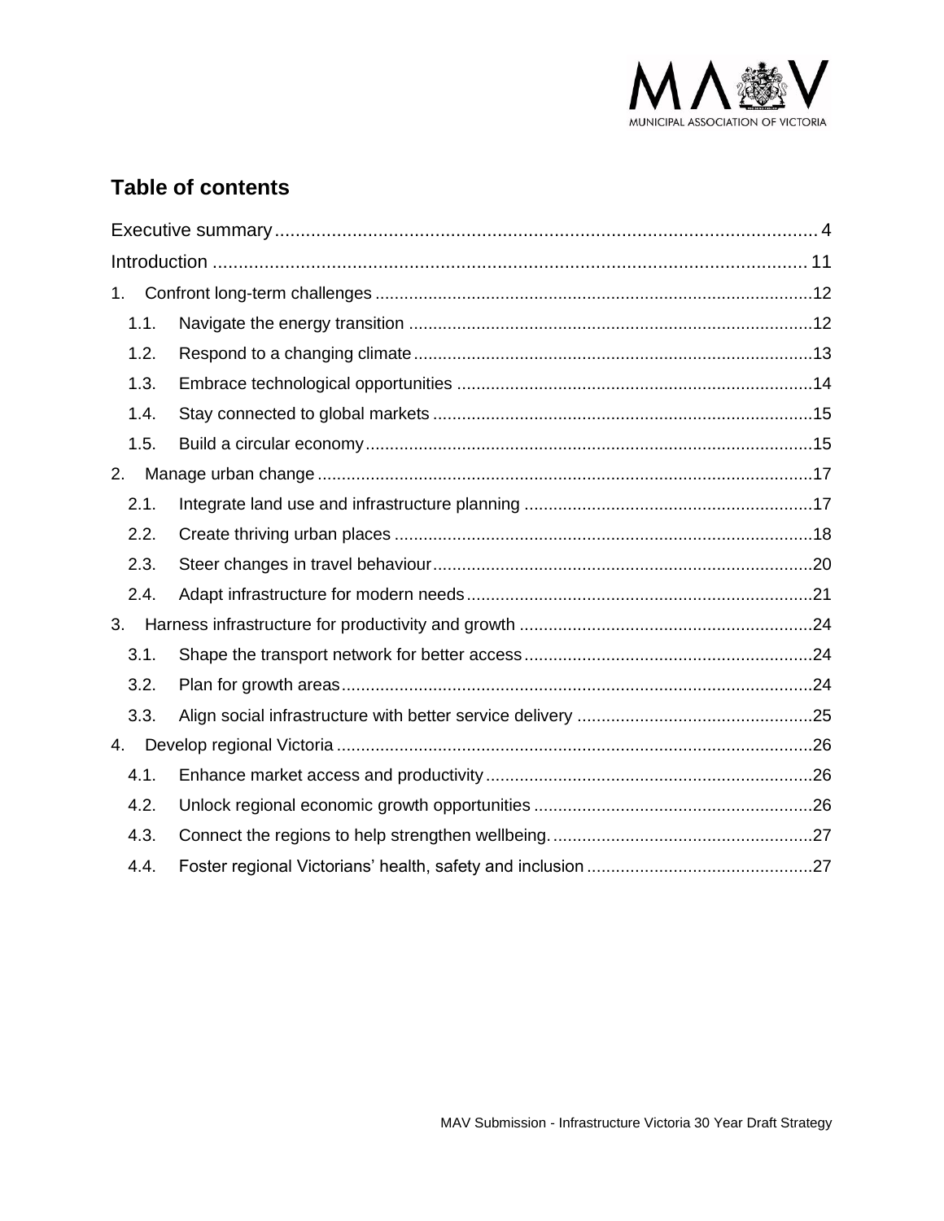## Table of contents

Executive summary .......... 4

Introduction .......... 11

1. Confront long-term challenges .......... 12
   - 1.1. Navigate the energy transition .......... 12
   - 1.2. Respond to a changing climate .......... 13
   - 1.3. Embrace technological opportunities .......... 14
   - 1.4. Stay connected to global markets .......... 15
   - 1.5. Build a circular economy .......... 15
2. Manage urban change .......... 17
   - 2.1. Integrate land use and infrastructure planning .......... 17
   - 2.2. Create thriving urban places .......... 18
   - 2.3. Steer changes in travel behaviour .......... 20
   - 2.4. Adapt infrastructure for modern needs .......... 21
3. Harness infrastructure for productivity and growth .......... 24
   - 3.1. Shape the transport network for better access .......... 24
   - 3.2. Plan for growth areas .......... 24
   - 3.3. Align social infrastructure with better service delivery .......... 25
4. Develop regional Victoria .......... 26
   - 4.1. Enhance market access and productivity .......... 26
   - 4.2. Unlock regional economic growth opportunities .......... 26
   - 4.3. Connect the regions to help strengthen wellbeing. .......... 27
   - 4.4. Foster regional Victorians' health, safety and inclusion .......... 27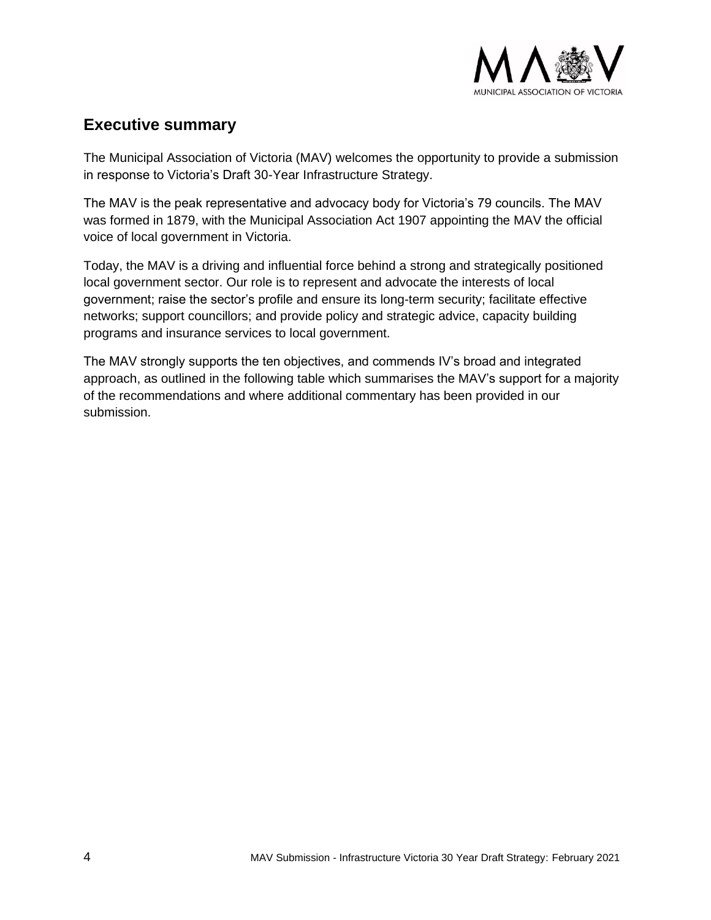## Executive summary

The Municipal Association of Victoria (MAV) welcomes the opportunity to provide a submission in response to Victoria's Draft 30-Year Infrastructure Strategy.

The MAV is the peak representative and advocacy body for Victoria's 79 councils. The MAV was formed in 1879, with the Municipal Association Act 1907 appointing the MAV the official voice of local government in Victoria.

Today, the MAV is a driving and influential force behind a strong and strategically positioned local government sector. Our role is to represent and advocate the interests of local government; raise the sector's profile and ensure its long-term security; facilitate effective networks; support councillors; and provide policy and strategic advice, capacity building programs and insurance services to local government.

The MAV strongly supports the ten objectives, and commends IV's broad and integrated approach, as outlined in the following table which summarises the MAV's support for a majority of the recommendations and where additional commentary has been provided in our submission.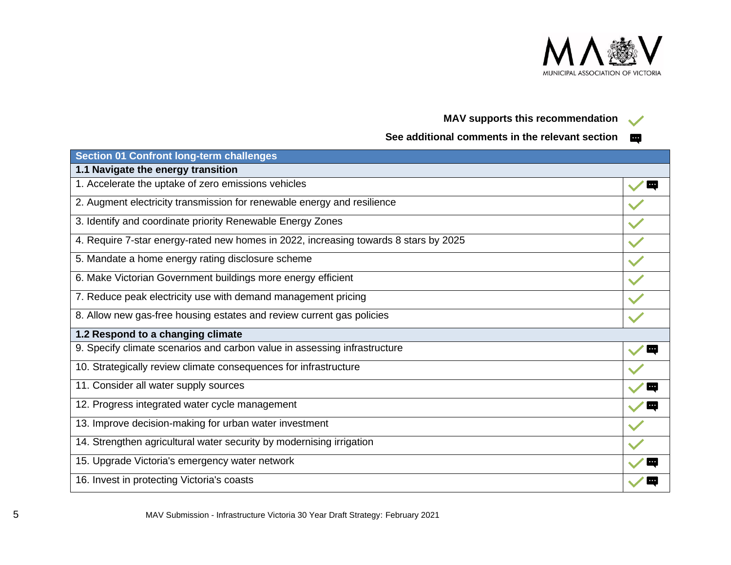**MAV supports this recommendation** ✓

**See additional comments in the relevant section** 💬

| Section 01 Confront long-term challenges | |
|---|---|
| **1.1 Navigate the energy transition** | |
| 1. Accelerate the uptake of zero emissions vehicles | ✓ 💬 |
| 2. Augment electricity transmission for renewable energy and resilience | ✓ |
| 3. Identify and coordinate priority Renewable Energy Zones | ✓ |
| 4. Require 7-star energy-rated new homes in 2022, increasing towards 8 stars by 2025 | ✓ |
| 5. Mandate a home energy rating disclosure scheme | ✓ |
| 6. Make Victorian Government buildings more energy efficient | ✓ |
| 7. Reduce peak electricity use with demand management pricing | ✓ |
| 8. Allow new gas-free housing estates and review current gas policies | ✓ |
| **1.2 Respond to a changing climate** | |
| 9. Specify climate scenarios and carbon value in assessing infrastructure | ✓ 💬 |
| 10. Strategically review climate consequences for infrastructure | ✓ |
| 11. Consider all water supply sources | ✓ 💬 |
| 12. Progress integrated water cycle management | ✓ 💬 |
| 13. Improve decision-making for urban water investment | ✓ |
| 14. Strengthen agricultural water security by modernising irrigation | ✓ |
| 15. Upgrade Victoria's emergency water network | ✓ 💬 |
| 16. Invest in protecting Victoria's coasts | ✓ 💬 |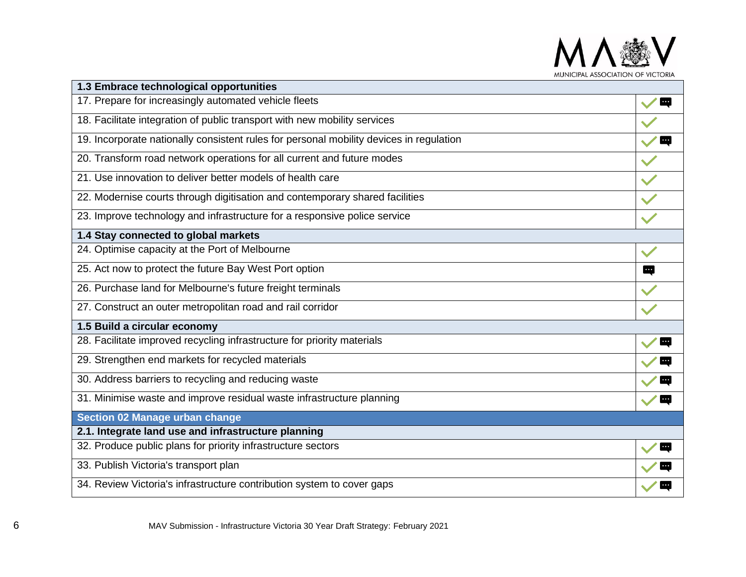| 1.3 Embrace technological opportunities | |
|---|---|
| 17. Prepare for increasingly automated vehicle fleets | ✓ 💬 |
| 18. Facilitate integration of public transport with new mobility services | ✓ |
| 19. Incorporate nationally consistent rules for personal mobility devices in regulation | ✓ 💬 |
| 20. Transform road network operations for all current and future modes | ✓ |
| 21. Use innovation to deliver better models of health care | ✓ |
| 22. Modernise courts through digitisation and contemporary shared facilities | ✓ |
| 23. Improve technology and infrastructure for a responsive police service | ✓ |
| **1.4 Stay connected to global markets** | |
| 24. Optimise capacity at the Port of Melbourne | ✓ |
| 25. Act now to protect the future Bay West Port option | 💬 |
| 26. Purchase land for Melbourne's future freight terminals | ✓ |
| 27. Construct an outer metropolitan road and rail corridor | ✓ |
| **1.5 Build a circular economy** | |
| 28. Facilitate improved recycling infrastructure for priority materials | ✓ 💬 |
| 29. Strengthen end markets for recycled materials | ✓ 💬 |
| 30. Address barriers to recycling and reducing waste | ✓ 💬 |
| 31. Minimise waste and improve residual waste infrastructure planning | ✓ 💬 |
| **Section 02 Manage urban change** | |
| **2.1. Integrate land use and infrastructure planning** | |
| 32. Produce public plans for priority infrastructure sectors | ✓ 💬 |
| 33. Publish Victoria's transport plan | ✓ 💬 |
| 34. Review Victoria's infrastructure contribution system to cover gaps | ✓ 💬 |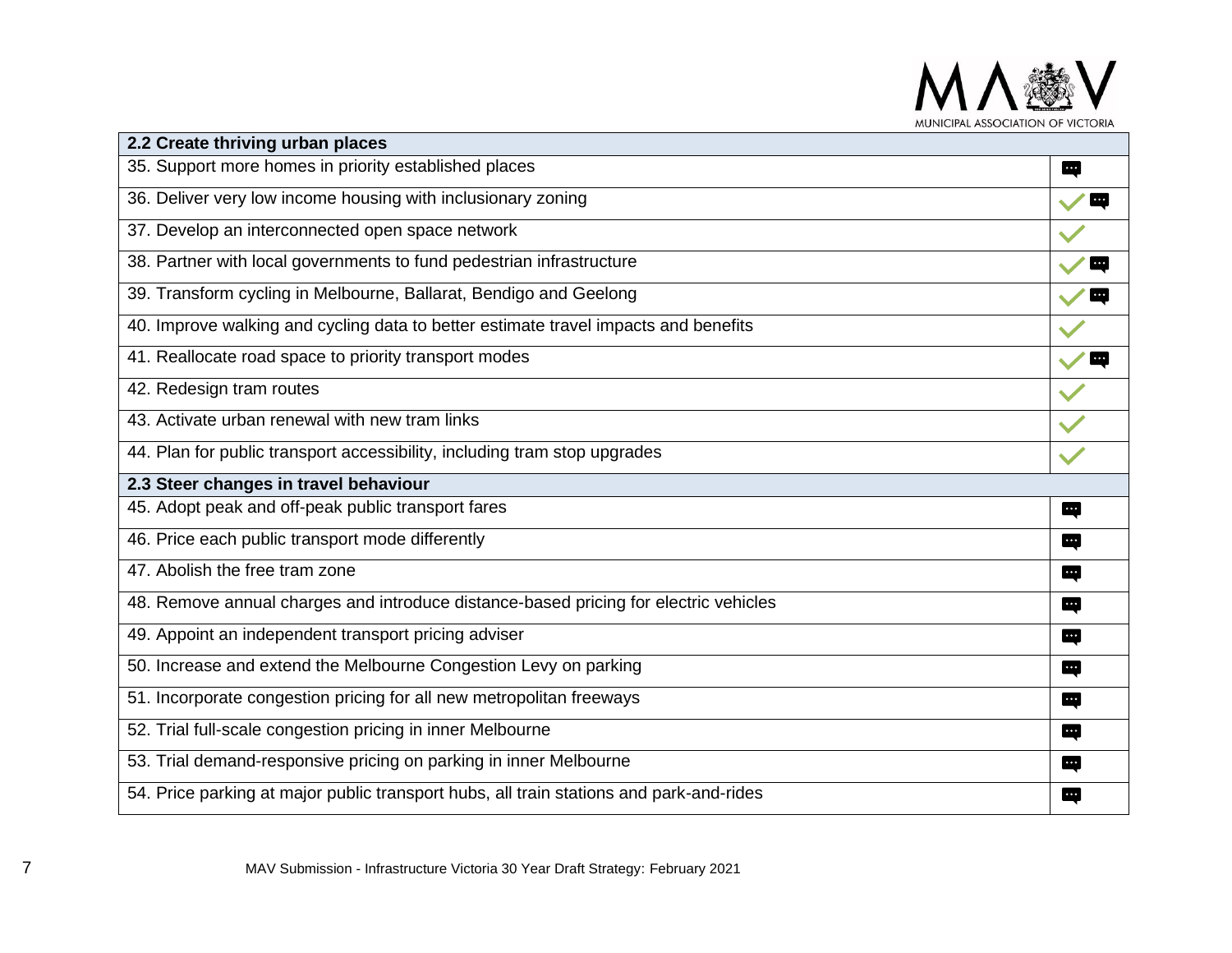| 2.2 Create thriving urban places | |
|---|---|
| 35. Support more homes in priority established places | 💬 |
| 36. Deliver very low income housing with inclusionary zoning | ✓ 💬 |
| 37. Develop an interconnected open space network | ✓ |
| 38. Partner with local governments to fund pedestrian infrastructure | ✓ 💬 |
| 39. Transform cycling in Melbourne, Ballarat, Bendigo and Geelong | ✓ 💬 |
| 40. Improve walking and cycling data to better estimate travel impacts and benefits | ✓ |
| 41. Reallocate road space to priority transport modes | ✓ 💬 |
| 42. Redesign tram routes | ✓ |
| 43. Activate urban renewal with new tram links | ✓ |
| 44. Plan for public transport accessibility, including tram stop upgrades | ✓ |
| **2.3 Steer changes in travel behaviour** | |
| 45. Adopt peak and off-peak public transport fares | 💬 |
| 46. Price each public transport mode differently | 💬 |
| 47. Abolish the free tram zone | 💬 |
| 48. Remove annual charges and introduce distance-based pricing for electric vehicles | 💬 |
| 49. Appoint an independent transport pricing adviser | 💬 |
| 50. Increase and extend the Melbourne Congestion Levy on parking | 💬 |
| 51. Incorporate congestion pricing for all new metropolitan freeways | 💬 |
| 52. Trial full-scale congestion pricing in inner Melbourne | 💬 |
| 53. Trial demand-responsive pricing on parking in inner Melbourne | 💬 |
| 54. Price parking at major public transport hubs, all train stations and park-and-rides | 💬 |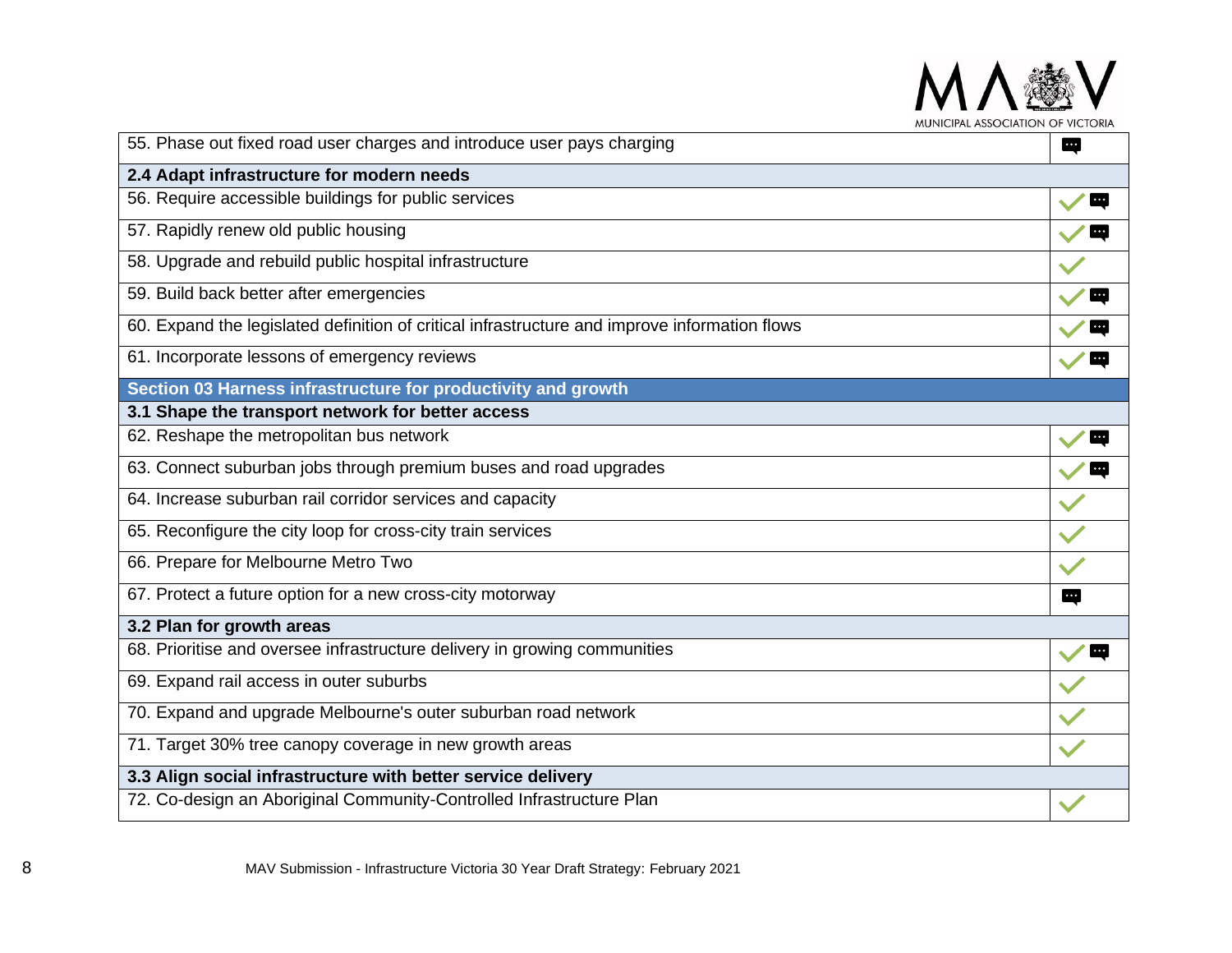| | |
|---|---|
| 55. Phase out fixed road user charges and introduce user pays charging | 💬 |
| **2.4 Adapt infrastructure for modern needs** | |
| 56. Require accessible buildings for public services | ✓ 💬 |
| 57. Rapidly renew old public housing | ✓ 💬 |
| 58. Upgrade and rebuild public hospital infrastructure | ✓ |
| 59. Build back better after emergencies | ✓ 💬 |
| 60. Expand the legislated definition of critical infrastructure and improve information flows | ✓ 💬 |
| 61. Incorporate lessons of emergency reviews | ✓ 💬 |
| **Section 03 Harness infrastructure for productivity and growth** | |
| **3.1 Shape the transport network for better access** | |
| 62. Reshape the metropolitan bus network | ✓ 💬 |
| 63. Connect suburban jobs through premium buses and road upgrades | ✓ 💬 |
| 64. Increase suburban rail corridor services and capacity | ✓ |
| 65. Reconfigure the city loop for cross-city train services | ✓ |
| 66. Prepare for Melbourne Metro Two | ✓ |
| 67. Protect a future option for a new cross-city motorway | 💬 |
| **3.2 Plan for growth areas** | |
| 68. Prioritise and oversee infrastructure delivery in growing communities | ✓ 💬 |
| 69. Expand rail access in outer suburbs | ✓ |
| 70. Expand and upgrade Melbourne's outer suburban road network | ✓ |
| 71. Target 30% tree canopy coverage in new growth areas | ✓ |
| **3.3 Align social infrastructure with better service delivery** | |
| 72. Co-design an Aboriginal Community-Controlled Infrastructure Plan | ✓ |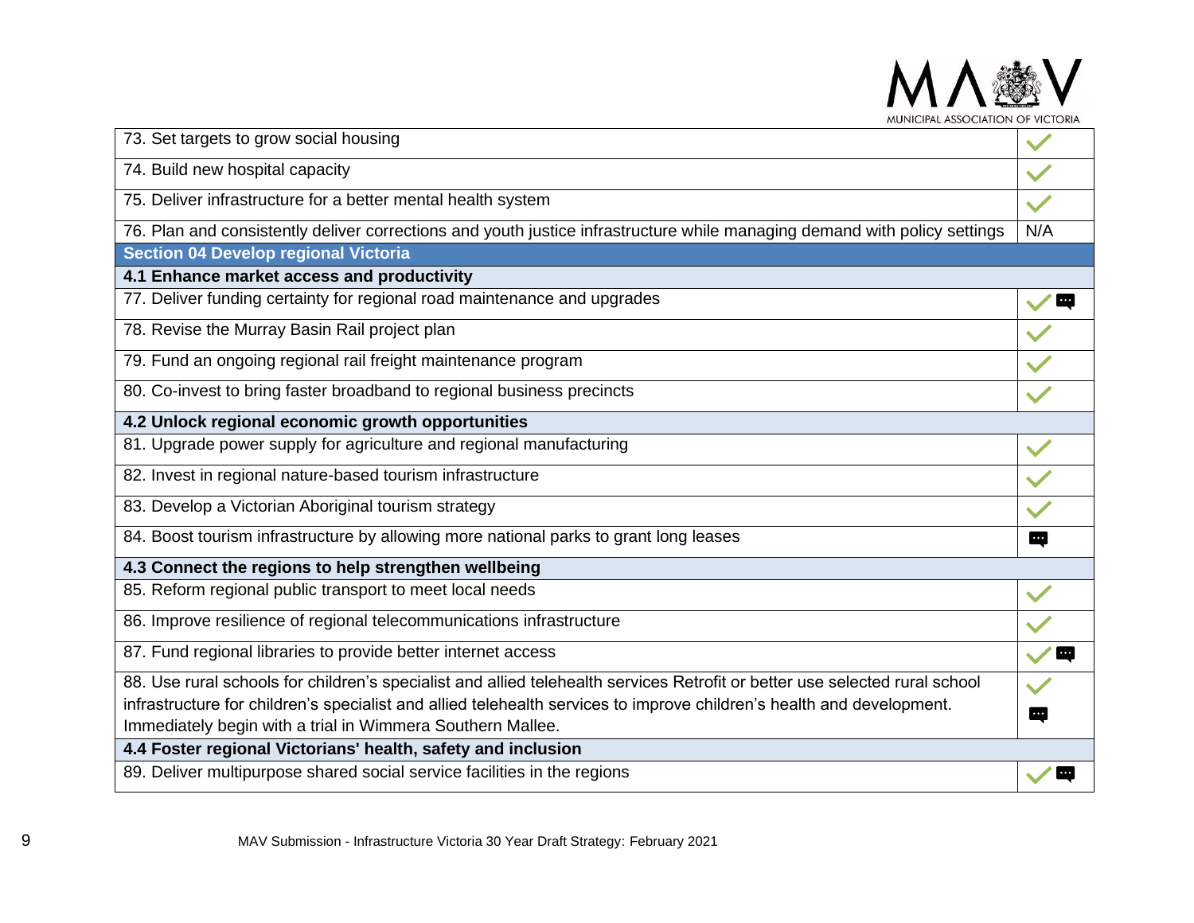| | |
|---|---|
| 73. Set targets to grow social housing | ✓ |
| 74. Build new hospital capacity | ✓ |
| 75. Deliver infrastructure for a better mental health system | ✓ |
| 76. Plan and consistently deliver corrections and youth justice infrastructure while managing demand with policy settings | N/A |
| **Section 04 Develop regional Victoria** | |
| **4.1 Enhance market access and productivity** | |
| 77. Deliver funding certainty for regional road maintenance and upgrades | ✓ 💬 |
| 78. Revise the Murray Basin Rail project plan | ✓ |
| 79. Fund an ongoing regional rail freight maintenance program | ✓ |
| 80. Co-invest to bring faster broadband to regional business precincts | ✓ |
| **4.2 Unlock regional economic growth opportunities** | |
| 81. Upgrade power supply for agriculture and regional manufacturing | ✓ |
| 82. Invest in regional nature-based tourism infrastructure | ✓ |
| 83. Develop a Victorian Aboriginal tourism strategy | ✓ |
| 84. Boost tourism infrastructure by allowing more national parks to grant long leases | 💬 |
| **4.3 Connect the regions to help strengthen wellbeing** | |
| 85. Reform regional public transport to meet local needs | ✓ |
| 86. Improve resilience of regional telecommunications infrastructure | ✓ |
| 87. Fund regional libraries to provide better internet access | ✓ 💬 |
| 88. Use rural schools for children's specialist and allied telehealth services Retrofit or better use selected rural school infrastructure for children's specialist and allied telehealth services to improve children's health and development. Immediately begin with a trial in Wimmera Southern Mallee. | ✓ 💬 |
| **4.4 Foster regional Victorians' health, safety and inclusion** | |
| 89. Deliver multipurpose shared social service facilities in the regions | ✓ 💬 |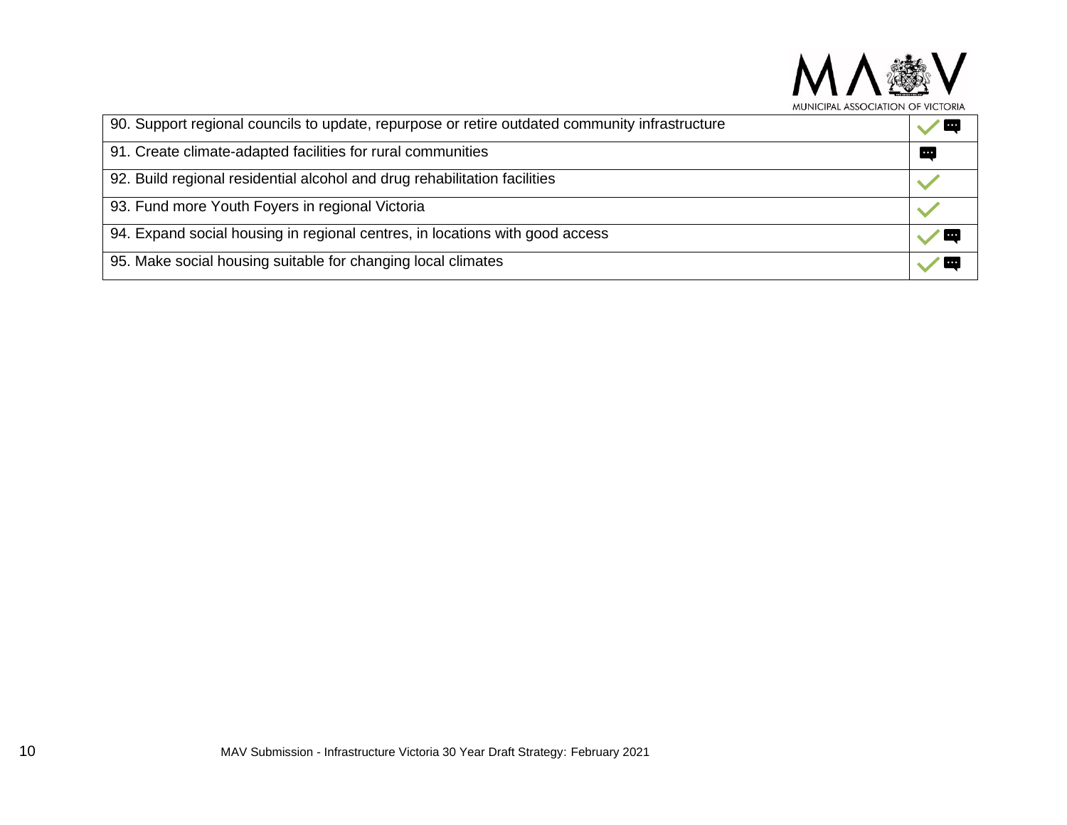| | |
|---|---|
| 90. Support regional councils to update, repurpose or retire outdated community infrastructure | ✓ 💬 |
| 91. Create climate-adapted facilities for rural communities | 💬 |
| 92. Build regional residential alcohol and drug rehabilitation facilities | ✓ |
| 93. Fund more Youth Foyers in regional Victoria | ✓ |
| 94. Expand social housing in regional centres, in locations with good access | ✓ 💬 |
| 95. Make social housing suitable for changing local climates | ✓ 💬 |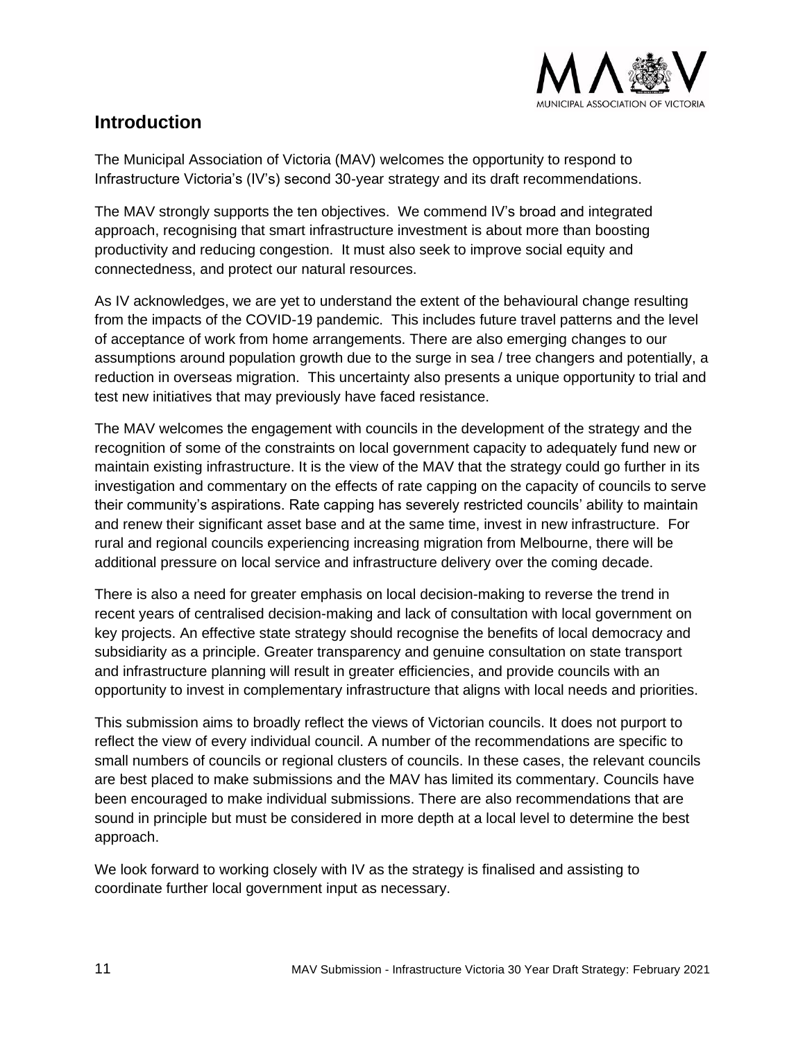## Introduction

The Municipal Association of Victoria (MAV) welcomes the opportunity to respond to Infrastructure Victoria's (IV's) second 30-year strategy and its draft recommendations.

The MAV strongly supports the ten objectives. We commend IV's broad and integrated approach, recognising that smart infrastructure investment is about more than boosting productivity and reducing congestion. It must also seek to improve social equity and connectedness, and protect our natural resources.

As IV acknowledges, we are yet to understand the extent of the behavioural change resulting from the impacts of the COVID-19 pandemic. This includes future travel patterns and the level of acceptance of work from home arrangements. There are also emerging changes to our assumptions around population growth due to the surge in sea / tree changers and potentially, a reduction in overseas migration. This uncertainty also presents a unique opportunity to trial and test new initiatives that may previously have faced resistance.

The MAV welcomes the engagement with councils in the development of the strategy and the recognition of some of the constraints on local government capacity to adequately fund new or maintain existing infrastructure. It is the view of the MAV that the strategy could go further in its investigation and commentary on the effects of rate capping on the capacity of councils to serve their community's aspirations. Rate capping has severely restricted councils' ability to maintain and renew their significant asset base and at the same time, invest in new infrastructure. For rural and regional councils experiencing increasing migration from Melbourne, there will be additional pressure on local service and infrastructure delivery over the coming decade.

There is also a need for greater emphasis on local decision-making to reverse the trend in recent years of centralised decision-making and lack of consultation with local government on key projects. An effective state strategy should recognise the benefits of local democracy and subsidiarity as a principle. Greater transparency and genuine consultation on state transport and infrastructure planning will result in greater efficiencies, and provide councils with an opportunity to invest in complementary infrastructure that aligns with local needs and priorities.

This submission aims to broadly reflect the views of Victorian councils. It does not purport to reflect the view of every individual council. A number of the recommendations are specific to small numbers of councils or regional clusters of councils. In these cases, the relevant councils are best placed to make submissions and the MAV has limited its commentary. Councils have been encouraged to make individual submissions. There are also recommendations that are sound in principle but must be considered in more depth at a local level to determine the best approach.

We look forward to working closely with IV as the strategy is finalised and assisting to coordinate further local government input as necessary.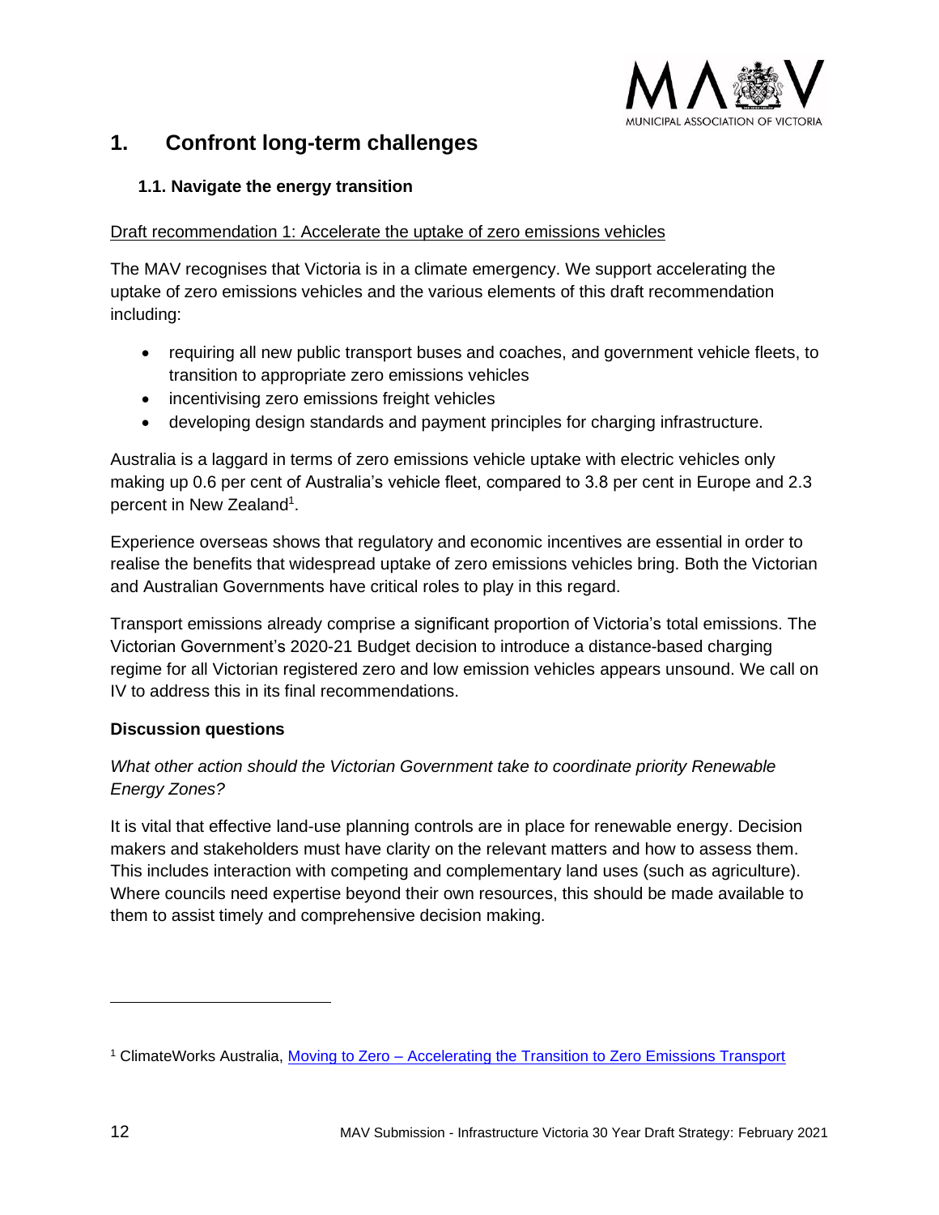# 1. Confront long-term challenges

## 1.1. Navigate the energy transition

Draft recommendation 1: Accelerate the uptake of zero emissions vehicles

The MAV recognises that Victoria is in a climate emergency. We support accelerating the uptake of zero emissions vehicles and the various elements of this draft recommendation including:

- requiring all new public transport buses and coaches, and government vehicle fleets, to transition to appropriate zero emissions vehicles
- incentivising zero emissions freight vehicles
- developing design standards and payment principles for charging infrastructure.

Australia is a laggard in terms of zero emissions vehicle uptake with electric vehicles only making up 0.6 per cent of Australia's vehicle fleet, compared to 3.8 per cent in Europe and 2.3 percent in New Zealand[1].

Experience overseas shows that regulatory and economic incentives are essential in order to realise the benefits that widespread uptake of zero emissions vehicles bring. Both the Victorian and Australian Governments have critical roles to play in this regard.

Transport emissions already comprise a significant proportion of Victoria's total emissions. The Victorian Government's 2020-21 Budget decision to introduce a distance-based charging regime for all Victorian registered zero and low emission vehicles appears unsound. We call on IV to address this in its final recommendations.

**Discussion questions**

*What other action should the Victorian Government take to coordinate priority Renewable Energy Zones?*

It is vital that effective land-use planning controls are in place for renewable energy. Decision makers and stakeholders must have clarity on the relevant matters and how to assess them. This includes interaction with competing and complementary land uses (such as agriculture). Where councils need expertise beyond their own resources, this should be made available to them to assist timely and comprehensive decision making.

---

[1] ClimateWorks Australia, Moving to Zero – Accelerating the Transition to Zero Emissions Transport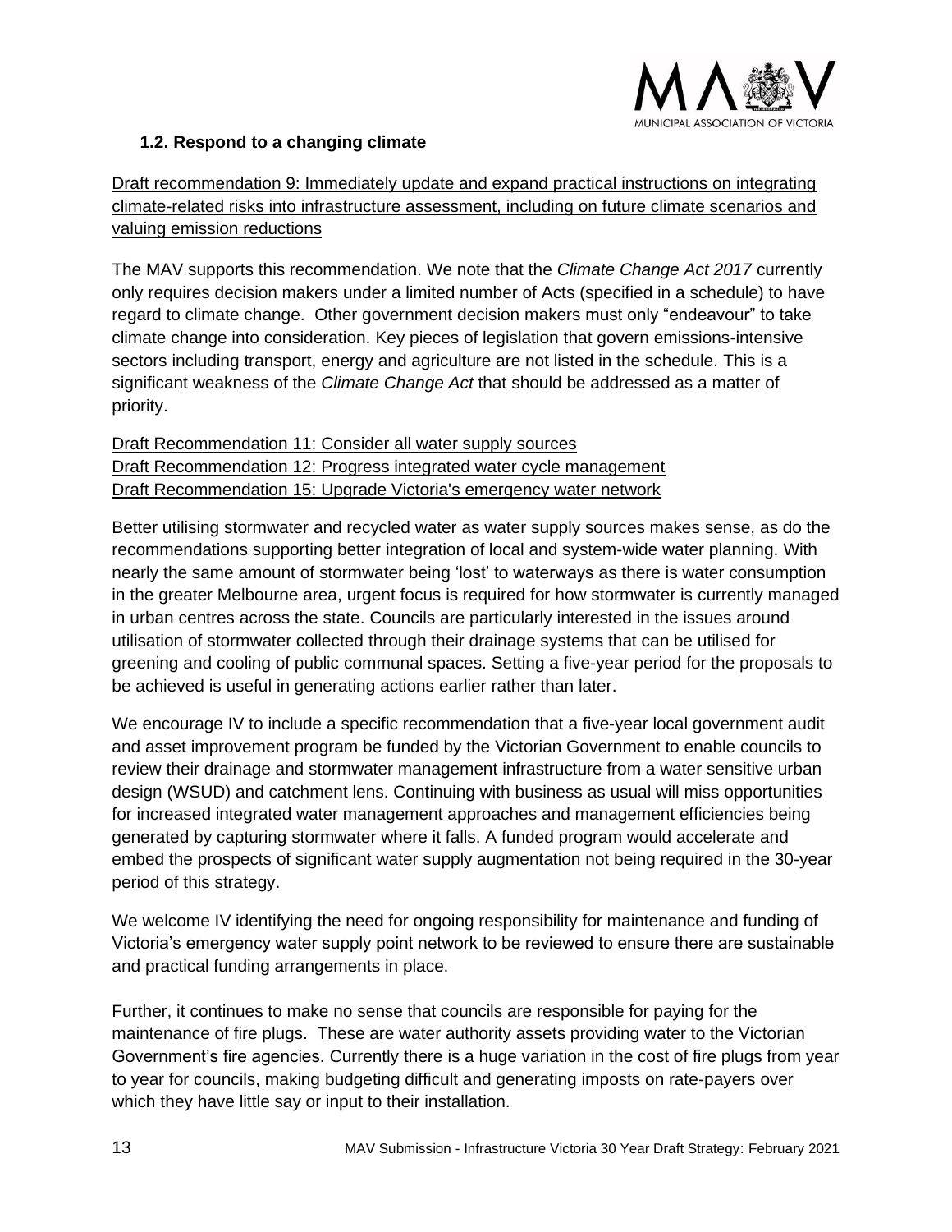### 1.2. Respond to a changing climate

Draft recommendation 9: Immediately update and expand practical instructions on integrating climate-related risks into infrastructure assessment, including on future climate scenarios and valuing emission reductions

The MAV supports this recommendation. We note that the *Climate Change Act 2017* currently only requires decision makers under a limited number of Acts (specified in a schedule) to have regard to climate change. Other government decision makers must only "endeavour" to take climate change into consideration. Key pieces of legislation that govern emissions-intensive sectors including transport, energy and agriculture are not listed in the schedule. This is a significant weakness of the *Climate Change Act* that should be addressed as a matter of priority.

Draft Recommendation 11: Consider all water supply sources
Draft Recommendation 12: Progress integrated water cycle management
Draft Recommendation 15: Upgrade Victoria's emergency water network

Better utilising stormwater and recycled water as water supply sources makes sense, as do the recommendations supporting better integration of local and system-wide water planning. With nearly the same amount of stormwater being 'lost' to waterways as there is water consumption in the greater Melbourne area, urgent focus is required for how stormwater is currently managed in urban centres across the state. Councils are particularly interested in the issues around utilisation of stormwater collected through their drainage systems that can be utilised for greening and cooling of public communal spaces. Setting a five-year period for the proposals to be achieved is useful in generating actions earlier rather than later.

We encourage IV to include a specific recommendation that a five-year local government audit and asset improvement program be funded by the Victorian Government to enable councils to review their drainage and stormwater management infrastructure from a water sensitive urban design (WSUD) and catchment lens. Continuing with business as usual will miss opportunities for increased integrated water management approaches and management efficiencies being generated by capturing stormwater where it falls. A funded program would accelerate and embed the prospects of significant water supply augmentation not being required in the 30-year period of this strategy.

We welcome IV identifying the need for ongoing responsibility for maintenance and funding of Victoria's emergency water supply point network to be reviewed to ensure there are sustainable and practical funding arrangements in place.

Further, it continues to make no sense that councils are responsible for paying for the maintenance of fire plugs. These are water authority assets providing water to the Victorian Government's fire agencies. Currently there is a huge variation in the cost of fire plugs from year to year for councils, making budgeting difficult and generating imposts on rate-payers over which they have little say or input to their installation.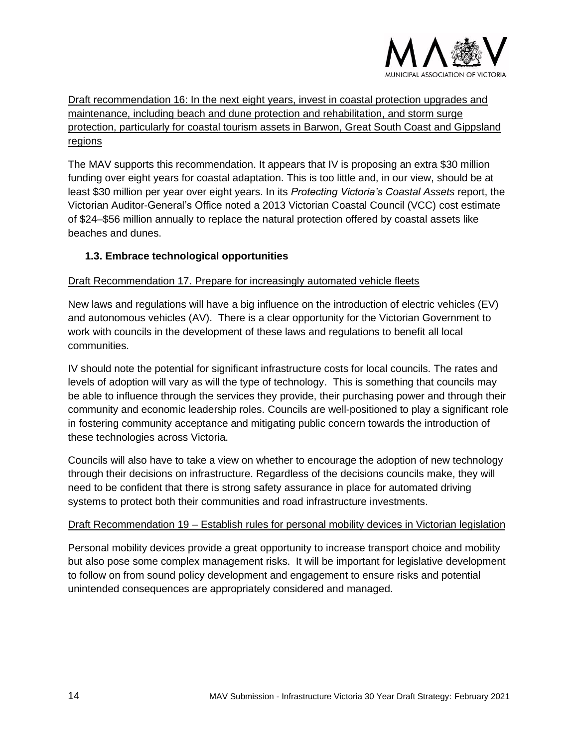Draft recommendation 16: In the next eight years, invest in coastal protection upgrades and maintenance, including beach and dune protection and rehabilitation, and storm surge protection, particularly for coastal tourism assets in Barwon, Great South Coast and Gippsland regions

The MAV supports this recommendation. It appears that IV is proposing an extra $30 million funding over eight years for coastal adaptation. This is too little and, in our view, should be at least $30 million per year over eight years. In its *Protecting Victoria's Coastal Assets* report, the Victorian Auditor-General's Office noted a 2013 Victorian Coastal Council (VCC) cost estimate of $24–$56 million annually to replace the natural protection offered by coastal assets like beaches and dunes.

### 1.3. Embrace technological opportunities

Draft Recommendation 17. Prepare for increasingly automated vehicle fleets

New laws and regulations will have a big influence on the introduction of electric vehicles (EV) and autonomous vehicles (AV). There is a clear opportunity for the Victorian Government to work with councils in the development of these laws and regulations to benefit all local communities.

IV should note the potential for significant infrastructure costs for local councils. The rates and levels of adoption will vary as will the type of technology. This is something that councils may be able to influence through the services they provide, their purchasing power and through their community and economic leadership roles. Councils are well-positioned to play a significant role in fostering community acceptance and mitigating public concern towards the introduction of these technologies across Victoria.

Councils will also have to take a view on whether to encourage the adoption of new technology through their decisions on infrastructure. Regardless of the decisions councils make, they will need to be confident that there is strong safety assurance in place for automated driving systems to protect both their communities and road infrastructure investments.

Draft Recommendation 19 – Establish rules for personal mobility devices in Victorian legislation

Personal mobility devices provide a great opportunity to increase transport choice and mobility but also pose some complex management risks. It will be important for legislative development to follow on from sound policy development and engagement to ensure risks and potential unintended consequences are appropriately considered and managed.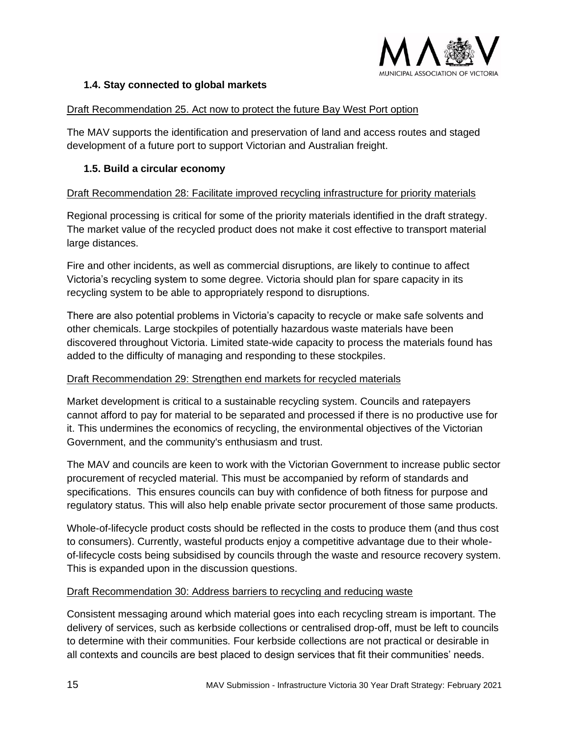### 1.4. Stay connected to global markets

Draft Recommendation 25. Act now to protect the future Bay West Port option

The MAV supports the identification and preservation of land and access routes and staged development of a future port to support Victorian and Australian freight.

### 1.5. Build a circular economy

Draft Recommendation 28: Facilitate improved recycling infrastructure for priority materials

Regional processing is critical for some of the priority materials identified in the draft strategy. The market value of the recycled product does not make it cost effective to transport material large distances.

Fire and other incidents, as well as commercial disruptions, are likely to continue to affect Victoria's recycling system to some degree. Victoria should plan for spare capacity in its recycling system to be able to appropriately respond to disruptions.

There are also potential problems in Victoria's capacity to recycle or make safe solvents and other chemicals. Large stockpiles of potentially hazardous waste materials have been discovered throughout Victoria. Limited state-wide capacity to process the materials found has added to the difficulty of managing and responding to these stockpiles.

Draft Recommendation 29: Strengthen end markets for recycled materials

Market development is critical to a sustainable recycling system. Councils and ratepayers cannot afford to pay for material to be separated and processed if there is no productive use for it. This undermines the economics of recycling, the environmental objectives of the Victorian Government, and the community's enthusiasm and trust.

The MAV and councils are keen to work with the Victorian Government to increase public sector procurement of recycled material. This must be accompanied by reform of standards and specifications. This ensures councils can buy with confidence of both fitness for purpose and regulatory status. This will also help enable private sector procurement of those same products.

Whole-of-lifecycle product costs should be reflected in the costs to produce them (and thus cost to consumers). Currently, wasteful products enjoy a competitive advantage due to their whole-of-lifecycle costs being subsidised by councils through the waste and resource recovery system. This is expanded upon in the discussion questions.

Draft Recommendation 30: Address barriers to recycling and reducing waste

Consistent messaging around which material goes into each recycling stream is important. The delivery of services, such as kerbside collections or centralised drop-off, must be left to councils to determine with their communities. Four kerbside collections are not practical or desirable in all contexts and councils are best placed to design services that fit their communities' needs.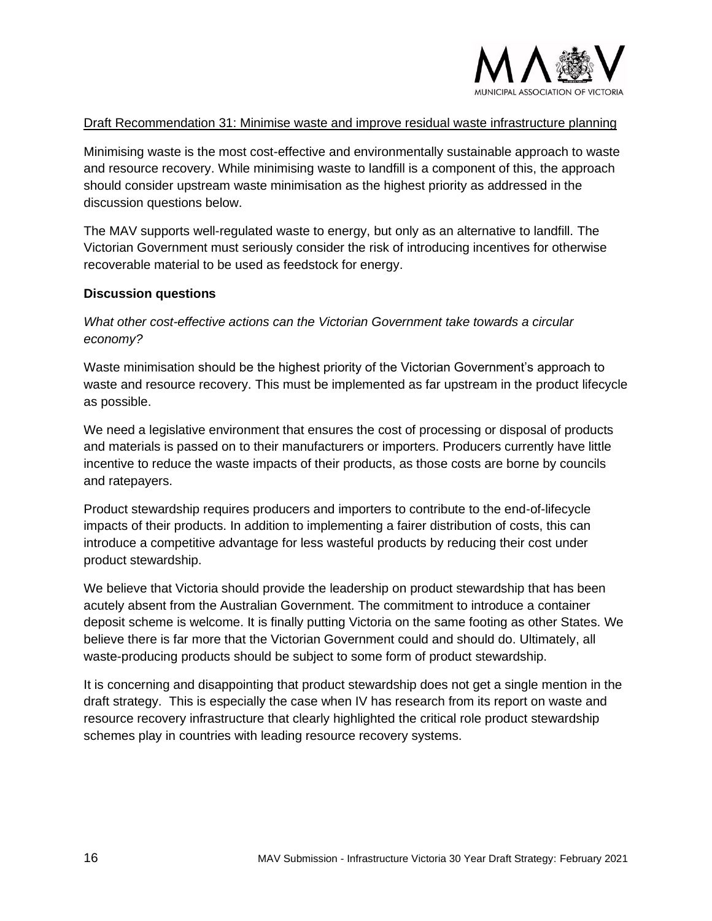<u>Draft Recommendation 31: Minimise waste and improve residual waste infrastructure planning</u>

Minimising waste is the most cost-effective and environmentally sustainable approach to waste and resource recovery. While minimising waste to landfill is a component of this, the approach should consider upstream waste minimisation as the highest priority as addressed in the discussion questions below.

The MAV supports well-regulated waste to energy, but only as an alternative to landfill. The Victorian Government must seriously consider the risk of introducing incentives for otherwise recoverable material to be used as feedstock for energy.

**Discussion questions**

*What other cost-effective actions can the Victorian Government take towards a circular economy?*

Waste minimisation should be the highest priority of the Victorian Government's approach to waste and resource recovery. This must be implemented as far upstream in the product lifecycle as possible.

We need a legislative environment that ensures the cost of processing or disposal of products and materials is passed on to their manufacturers or importers. Producers currently have little incentive to reduce the waste impacts of their products, as those costs are borne by councils and ratepayers.

Product stewardship requires producers and importers to contribute to the end-of-lifecycle impacts of their products. In addition to implementing a fairer distribution of costs, this can introduce a competitive advantage for less wasteful products by reducing their cost under product stewardship.

We believe that Victoria should provide the leadership on product stewardship that has been acutely absent from the Australian Government. The commitment to introduce a container deposit scheme is welcome. It is finally putting Victoria on the same footing as other States. We believe there is far more that the Victorian Government could and should do. Ultimately, all waste-producing products should be subject to some form of product stewardship.

It is concerning and disappointing that product stewardship does not get a single mention in the draft strategy. This is especially the case when IV has research from its report on waste and resource recovery infrastructure that clearly highlighted the critical role product stewardship schemes play in countries with leading resource recovery systems.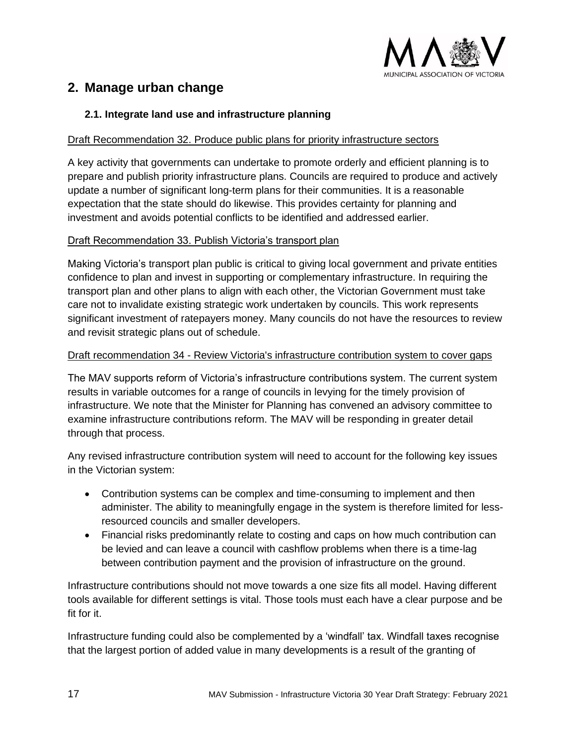## 2. Manage urban change

### 2.1. Integrate land use and infrastructure planning

Draft Recommendation 32. Produce public plans for priority infrastructure sectors

A key activity that governments can undertake to promote orderly and efficient planning is to prepare and publish priority infrastructure plans. Councils are required to produce and actively update a number of significant long-term plans for their communities. It is a reasonable expectation that the state should do likewise. This provides certainty for planning and investment and avoids potential conflicts to be identified and addressed earlier.

Draft Recommendation 33. Publish Victoria's transport plan

Making Victoria's transport plan public is critical to giving local government and private entities confidence to plan and invest in supporting or complementary infrastructure. In requiring the transport plan and other plans to align with each other, the Victorian Government must take care not to invalidate existing strategic work undertaken by councils. This work represents significant investment of ratepayers money. Many councils do not have the resources to review and revisit strategic plans out of schedule.

Draft recommendation 34 - Review Victoria's infrastructure contribution system to cover gaps

The MAV supports reform of Victoria's infrastructure contributions system. The current system results in variable outcomes for a range of councils in levying for the timely provision of infrastructure. We note that the Minister for Planning has convened an advisory committee to examine infrastructure contributions reform. The MAV will be responding in greater detail through that process.

Any revised infrastructure contribution system will need to account for the following key issues in the Victorian system:

- Contribution systems can be complex and time-consuming to implement and then administer. The ability to meaningfully engage in the system is therefore limited for less-resourced councils and smaller developers.
- Financial risks predominantly relate to costing and caps on how much contribution can be levied and can leave a council with cashflow problems when there is a time-lag between contribution payment and the provision of infrastructure on the ground.

Infrastructure contributions should not move towards a one size fits all model. Having different tools available for different settings is vital. Those tools must each have a clear purpose and be fit for it.

Infrastructure funding could also be complemented by a 'windfall' tax. Windfall taxes recognise that the largest portion of added value in many developments is a result of the granting of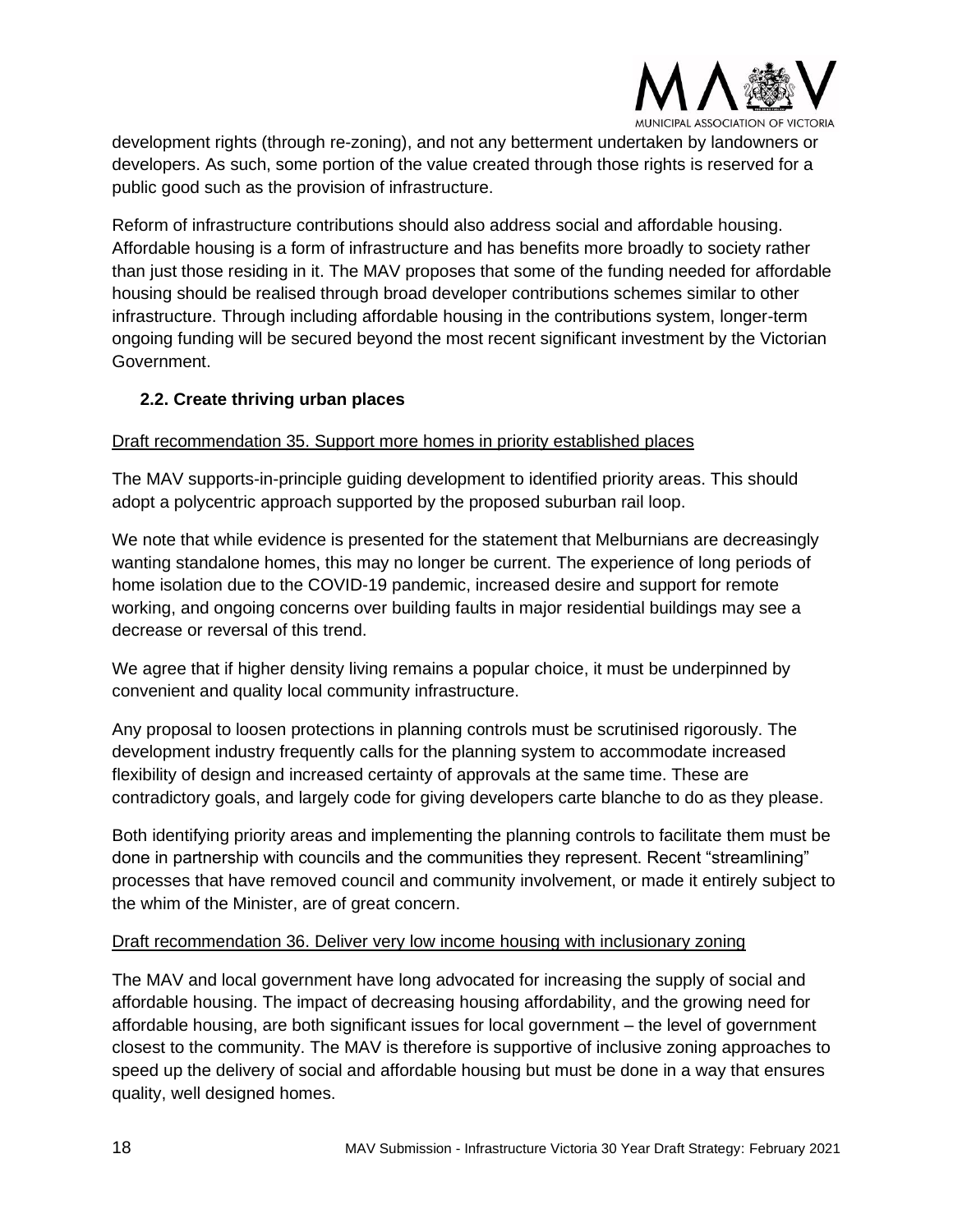development rights (through re-zoning), and not any betterment undertaken by landowners or developers. As such, some portion of the value created through those rights is reserved for a public good such as the provision of infrastructure.

Reform of infrastructure contributions should also address social and affordable housing. Affordable housing is a form of infrastructure and has benefits more broadly to society rather than just those residing in it. The MAV proposes that some of the funding needed for affordable housing should be realised through broad developer contributions schemes similar to other infrastructure. Through including affordable housing in the contributions system, longer-term ongoing funding will be secured beyond the most recent significant investment by the Victorian Government.

### 2.2. Create thriving urban places

Draft recommendation 35. Support more homes in priority established places

The MAV supports-in-principle guiding development to identified priority areas. This should adopt a polycentric approach supported by the proposed suburban rail loop.

We note that while evidence is presented for the statement that Melburnians are decreasingly wanting standalone homes, this may no longer be current. The experience of long periods of home isolation due to the COVID-19 pandemic, increased desire and support for remote working, and ongoing concerns over building faults in major residential buildings may see a decrease or reversal of this trend.

We agree that if higher density living remains a popular choice, it must be underpinned by convenient and quality local community infrastructure.

Any proposal to loosen protections in planning controls must be scrutinised rigorously. The development industry frequently calls for the planning system to accommodate increased flexibility of design and increased certainty of approvals at the same time. These are contradictory goals, and largely code for giving developers carte blanche to do as they please.

Both identifying priority areas and implementing the planning controls to facilitate them must be done in partnership with councils and the communities they represent. Recent "streamlining" processes that have removed council and community involvement, or made it entirely subject to the whim of the Minister, are of great concern.

Draft recommendation 36. Deliver very low income housing with inclusionary zoning

The MAV and local government have long advocated for increasing the supply of social and affordable housing. The impact of decreasing housing affordability, and the growing need for affordable housing, are both significant issues for local government – the level of government closest to the community. The MAV is therefore is supportive of inclusive zoning approaches to speed up the delivery of social and affordable housing but must be done in a way that ensures quality, well designed homes.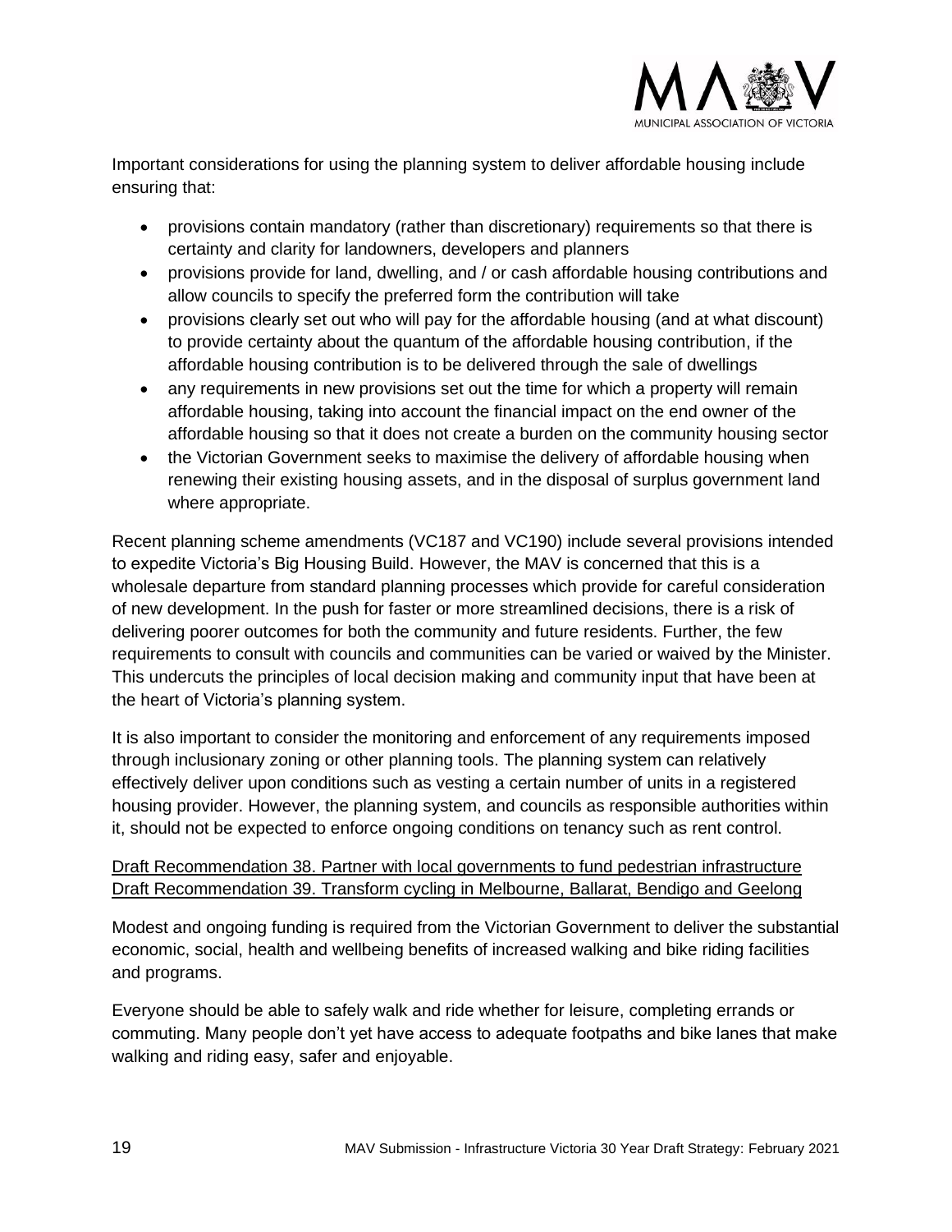Important considerations for using the planning system to deliver affordable housing include ensuring that:

- provisions contain mandatory (rather than discretionary) requirements so that there is certainty and clarity for landowners, developers and planners
- provisions provide for land, dwelling, and / or cash affordable housing contributions and allow councils to specify the preferred form the contribution will take
- provisions clearly set out who will pay for the affordable housing (and at what discount) to provide certainty about the quantum of the affordable housing contribution, if the affordable housing contribution is to be delivered through the sale of dwellings
- any requirements in new provisions set out the time for which a property will remain affordable housing, taking into account the financial impact on the end owner of the affordable housing so that it does not create a burden on the community housing sector
- the Victorian Government seeks to maximise the delivery of affordable housing when renewing their existing housing assets, and in the disposal of surplus government land where appropriate.

Recent planning scheme amendments (VC187 and VC190) include several provisions intended to expedite Victoria's Big Housing Build. However, the MAV is concerned that this is a wholesale departure from standard planning processes which provide for careful consideration of new development. In the push for faster or more streamlined decisions, there is a risk of delivering poorer outcomes for both the community and future residents. Further, the few requirements to consult with councils and communities can be varied or waived by the Minister. This undercuts the principles of local decision making and community input that have been at the heart of Victoria's planning system.

It is also important to consider the monitoring and enforcement of any requirements imposed through inclusionary zoning or other planning tools. The planning system can relatively effectively deliver upon conditions such as vesting a certain number of units in a registered housing provider. However, the planning system, and councils as responsible authorities within it, should not be expected to enforce ongoing conditions on tenancy such as rent control.

<u>Draft Recommendation 38. Partner with local governments to fund pedestrian infrastructure</u>
<u>Draft Recommendation 39. Transform cycling in Melbourne, Ballarat, Bendigo and Geelong</u>

Modest and ongoing funding is required from the Victorian Government to deliver the substantial economic, social, health and wellbeing benefits of increased walking and bike riding facilities and programs.

Everyone should be able to safely walk and ride whether for leisure, completing errands or commuting. Many people don't yet have access to adequate footpaths and bike lanes that make walking and riding easy, safer and enjoyable.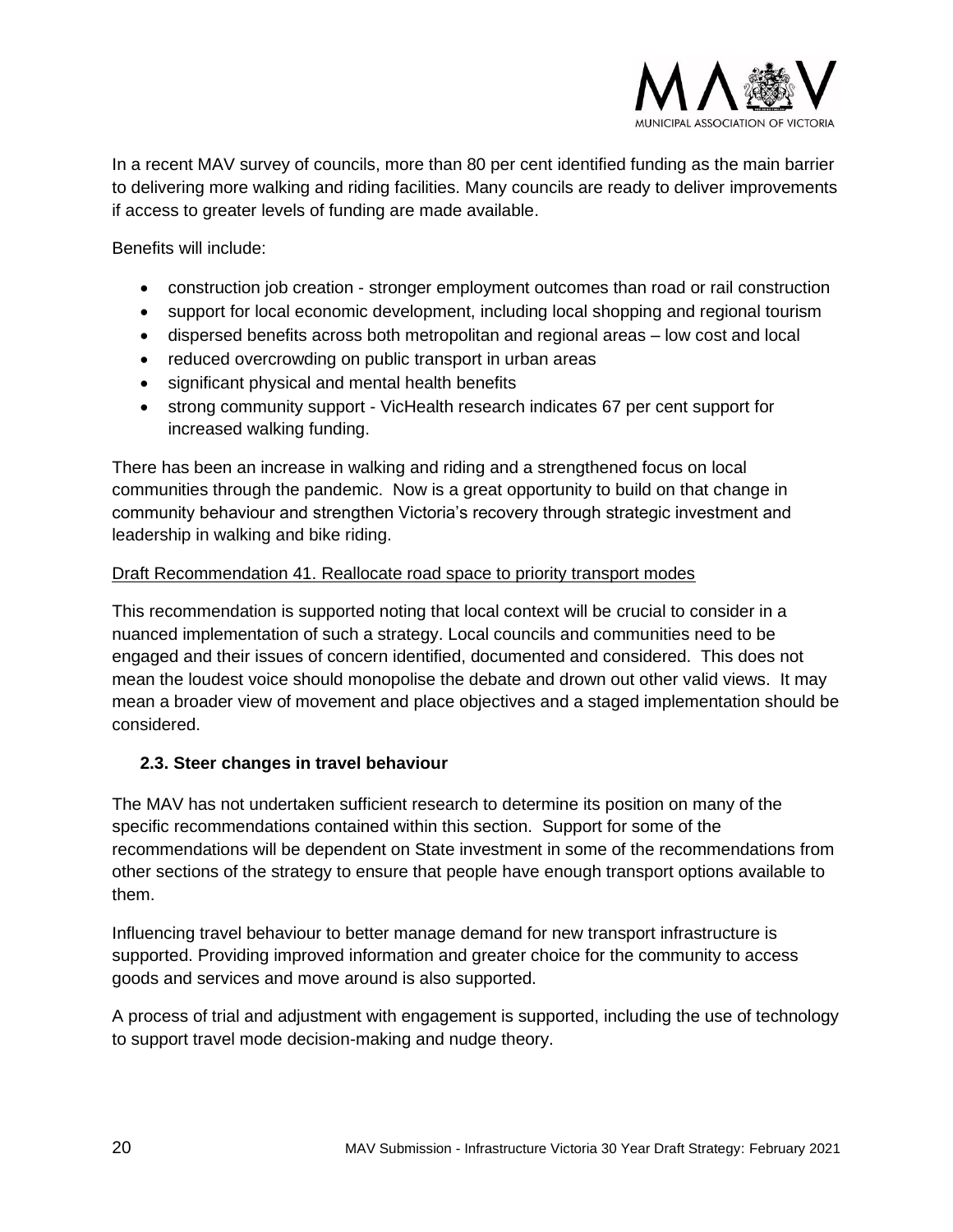In a recent MAV survey of councils, more than 80 per cent identified funding as the main barrier to delivering more walking and riding facilities. Many councils are ready to deliver improvements if access to greater levels of funding are made available.

Benefits will include:

- construction job creation - stronger employment outcomes than road or rail construction
- support for local economic development, including local shopping and regional tourism
- dispersed benefits across both metropolitan and regional areas – low cost and local
- reduced overcrowding on public transport in urban areas
- significant physical and mental health benefits
- strong community support - VicHealth research indicates 67 per cent support for increased walking funding.

There has been an increase in walking and riding and a strengthened focus on local communities through the pandemic. Now is a great opportunity to build on that change in community behaviour and strengthen Victoria's recovery through strategic investment and leadership in walking and bike riding.

Draft Recommendation 41. Reallocate road space to priority transport modes

This recommendation is supported noting that local context will be crucial to consider in a nuanced implementation of such a strategy. Local councils and communities need to be engaged and their issues of concern identified, documented and considered. This does not mean the loudest voice should monopolise the debate and drown out other valid views. It may mean a broader view of movement and place objectives and a staged implementation should be considered.

### 2.3. Steer changes in travel behaviour

The MAV has not undertaken sufficient research to determine its position on many of the specific recommendations contained within this section. Support for some of the recommendations will be dependent on State investment in some of the recommendations from other sections of the strategy to ensure that people have enough transport options available to them.

Influencing travel behaviour to better manage demand for new transport infrastructure is supported. Providing improved information and greater choice for the community to access goods and services and move around is also supported.

A process of trial and adjustment with engagement is supported, including the use of technology to support travel mode decision-making and nudge theory.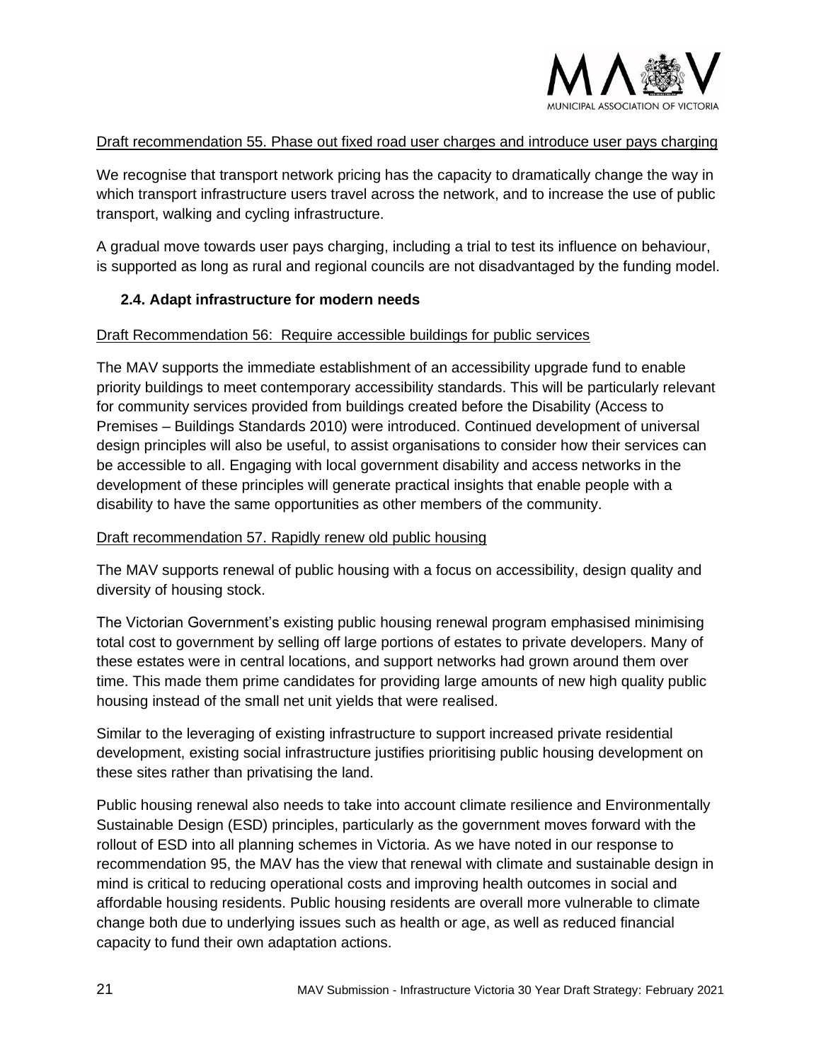Draft recommendation 55. Phase out fixed road user charges and introduce user pays charging

We recognise that transport network pricing has the capacity to dramatically change the way in which transport infrastructure users travel across the network, and to increase the use of public transport, walking and cycling infrastructure.

A gradual move towards user pays charging, including a trial to test its influence on behaviour, is supported as long as rural and regional councils are not disadvantaged by the funding model.

### 2.4. Adapt infrastructure for modern needs

Draft Recommendation 56: Require accessible buildings for public services

The MAV supports the immediate establishment of an accessibility upgrade fund to enable priority buildings to meet contemporary accessibility standards. This will be particularly relevant for community services provided from buildings created before the Disability (Access to Premises – Buildings Standards 2010) were introduced. Continued development of universal design principles will also be useful, to assist organisations to consider how their services can be accessible to all. Engaging with local government disability and access networks in the development of these principles will generate practical insights that enable people with a disability to have the same opportunities as other members of the community.

Draft recommendation 57. Rapidly renew old public housing

The MAV supports renewal of public housing with a focus on accessibility, design quality and diversity of housing stock.

The Victorian Government's existing public housing renewal program emphasised minimising total cost to government by selling off large portions of estates to private developers. Many of these estates were in central locations, and support networks had grown around them over time. This made them prime candidates for providing large amounts of new high quality public housing instead of the small net unit yields that were realised.

Similar to the leveraging of existing infrastructure to support increased private residential development, existing social infrastructure justifies prioritising public housing development on these sites rather than privatising the land.

Public housing renewal also needs to take into account climate resilience and Environmentally Sustainable Design (ESD) principles, particularly as the government moves forward with the rollout of ESD into all planning schemes in Victoria. As we have noted in our response to recommendation 95, the MAV has the view that renewal with climate and sustainable design in mind is critical to reducing operational costs and improving health outcomes in social and affordable housing residents. Public housing residents are overall more vulnerable to climate change both due to underlying issues such as health or age, as well as reduced financial capacity to fund their own adaptation actions.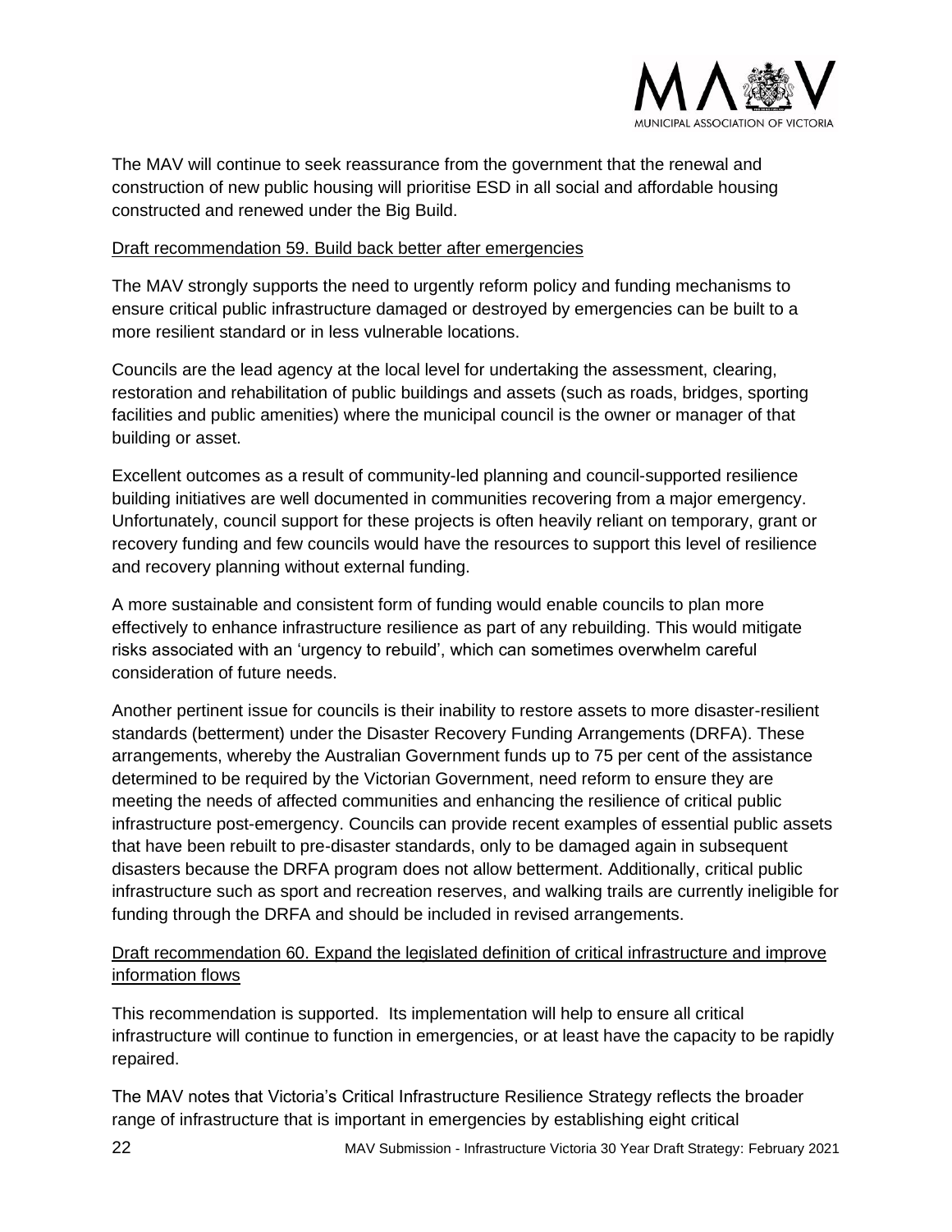The MAV will continue to seek reassurance from the government that the renewal and construction of new public housing will prioritise ESD in all social and affordable housing constructed and renewed under the Big Build.

<u>Draft recommendation 59. Build back better after emergencies</u>

The MAV strongly supports the need to urgently reform policy and funding mechanisms to ensure critical public infrastructure damaged or destroyed by emergencies can be built to a more resilient standard or in less vulnerable locations.

Councils are the lead agency at the local level for undertaking the assessment, clearing, restoration and rehabilitation of public buildings and assets (such as roads, bridges, sporting facilities and public amenities) where the municipal council is the owner or manager of that building or asset.

Excellent outcomes as a result of community-led planning and council-supported resilience building initiatives are well documented in communities recovering from a major emergency. Unfortunately, council support for these projects is often heavily reliant on temporary, grant or recovery funding and few councils would have the resources to support this level of resilience and recovery planning without external funding.

A more sustainable and consistent form of funding would enable councils to plan more effectively to enhance infrastructure resilience as part of any rebuilding. This would mitigate risks associated with an 'urgency to rebuild', which can sometimes overwhelm careful consideration of future needs.

Another pertinent issue for councils is their inability to restore assets to more disaster-resilient standards (betterment) under the Disaster Recovery Funding Arrangements (DRFA). These arrangements, whereby the Australian Government funds up to 75 per cent of the assistance determined to be required by the Victorian Government, need reform to ensure they are meeting the needs of affected communities and enhancing the resilience of critical public infrastructure post-emergency. Councils can provide recent examples of essential public assets that have been rebuilt to pre-disaster standards, only to be damaged again in subsequent disasters because the DRFA program does not allow betterment. Additionally, critical public infrastructure such as sport and recreation reserves, and walking trails are currently ineligible for funding through the DRFA and should be included in revised arrangements.

<u>Draft recommendation 60. Expand the legislated definition of critical infrastructure and improve information flows</u>

This recommendation is supported. Its implementation will help to ensure all critical infrastructure will continue to function in emergencies, or at least have the capacity to be rapidly repaired.

The MAV notes that Victoria's Critical Infrastructure Resilience Strategy reflects the broader range of infrastructure that is important in emergencies by establishing eight critical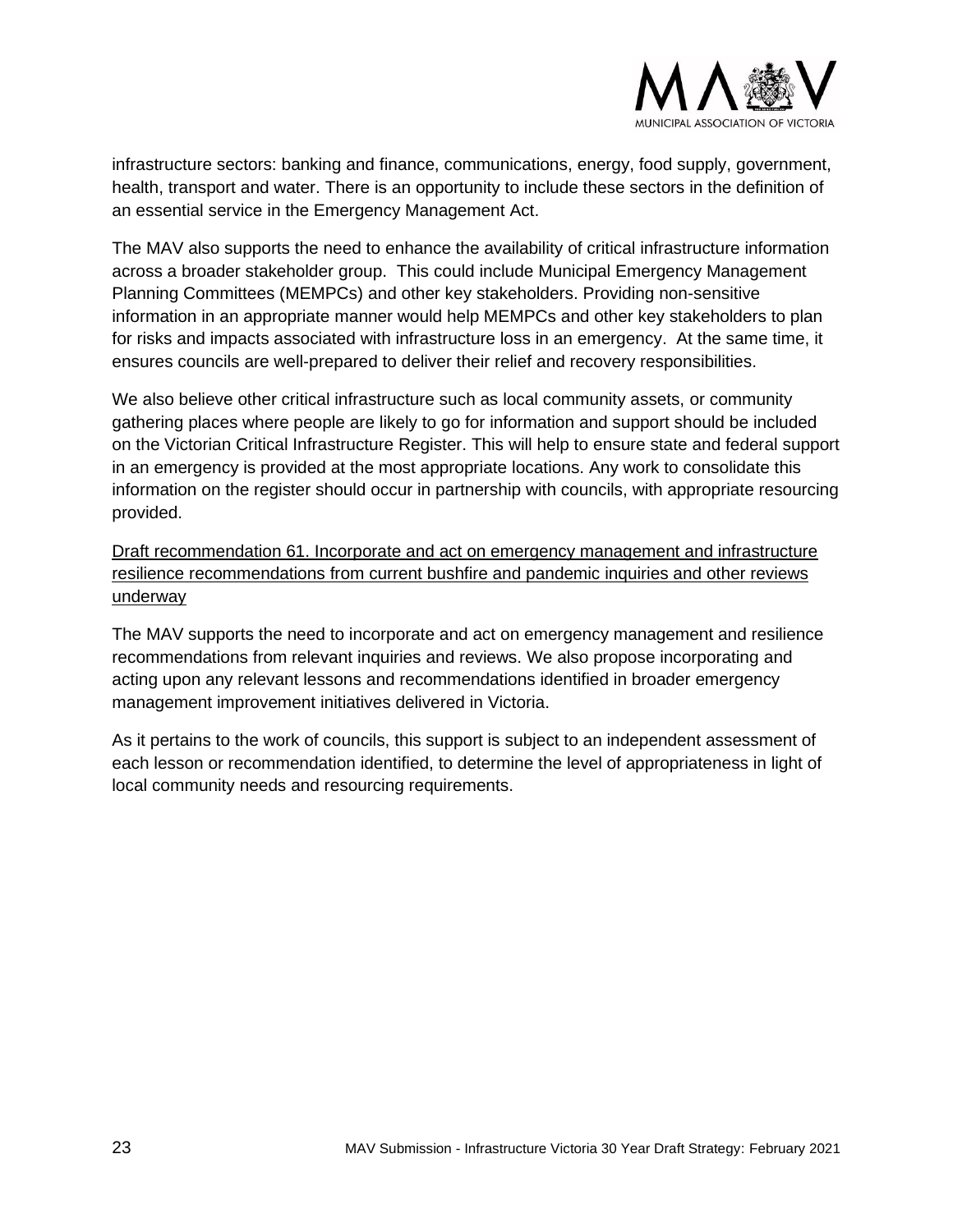infrastructure sectors: banking and finance, communications, energy, food supply, government, health, transport and water. There is an opportunity to include these sectors in the definition of an essential service in the Emergency Management Act.

The MAV also supports the need to enhance the availability of critical infrastructure information across a broader stakeholder group. This could include Municipal Emergency Management Planning Committees (MEMPCs) and other key stakeholders. Providing non-sensitive information in an appropriate manner would help MEMPCs and other key stakeholders to plan for risks and impacts associated with infrastructure loss in an emergency. At the same time, it ensures councils are well-prepared to deliver their relief and recovery responsibilities.

We also believe other critical infrastructure such as local community assets, or community gathering places where people are likely to go for information and support should be included on the Victorian Critical Infrastructure Register. This will help to ensure state and federal support in an emergency is provided at the most appropriate locations. Any work to consolidate this information on the register should occur in partnership with councils, with appropriate resourcing provided.

<u>Draft recommendation 61. Incorporate and act on emergency management and infrastructure resilience recommendations from current bushfire and pandemic inquiries and other reviews underway</u>

The MAV supports the need to incorporate and act on emergency management and resilience recommendations from relevant inquiries and reviews. We also propose incorporating and acting upon any relevant lessons and recommendations identified in broader emergency management improvement initiatives delivered in Victoria.

As it pertains to the work of councils, this support is subject to an independent assessment of each lesson or recommendation identified, to determine the level of appropriateness in light of local community needs and resourcing requirements.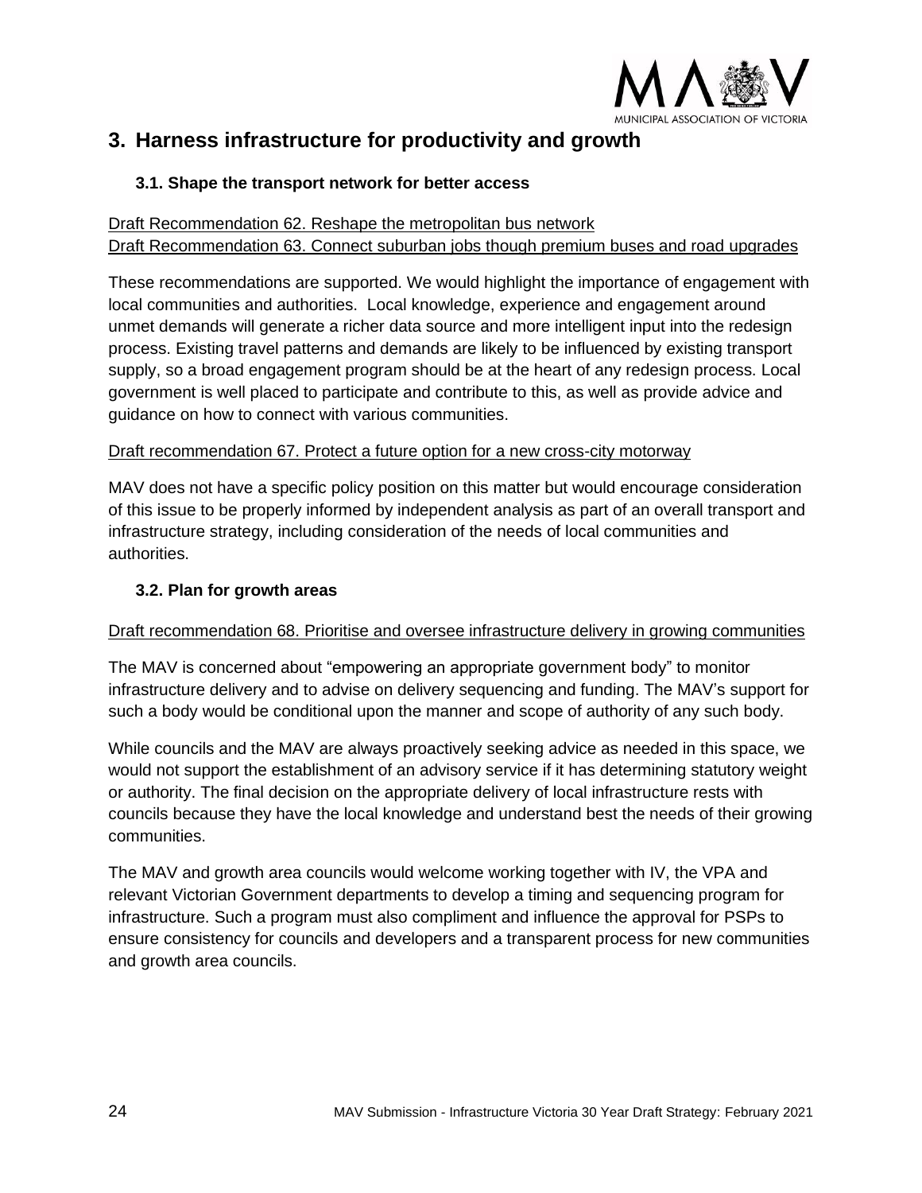# 3. Harness infrastructure for productivity and growth

## 3.1. Shape the transport network for better access

Draft Recommendation 62. Reshape the metropolitan bus network
Draft Recommendation 63. Connect suburban jobs though premium buses and road upgrades

These recommendations are supported. We would highlight the importance of engagement with local communities and authorities. Local knowledge, experience and engagement around unmet demands will generate a richer data source and more intelligent input into the redesign process. Existing travel patterns and demands are likely to be influenced by existing transport supply, so a broad engagement program should be at the heart of any redesign process. Local government is well placed to participate and contribute to this, as well as provide advice and guidance on how to connect with various communities.

Draft recommendation 67. Protect a future option for a new cross-city motorway

MAV does not have a specific policy position on this matter but would encourage consideration of this issue to be properly informed by independent analysis as part of an overall transport and infrastructure strategy, including consideration of the needs of local communities and authorities.

## 3.2. Plan for growth areas

Draft recommendation 68. Prioritise and oversee infrastructure delivery in growing communities

The MAV is concerned about "empowering an appropriate government body" to monitor infrastructure delivery and to advise on delivery sequencing and funding. The MAV's support for such a body would be conditional upon the manner and scope of authority of any such body.

While councils and the MAV are always proactively seeking advice as needed in this space, we would not support the establishment of an advisory service if it has determining statutory weight or authority. The final decision on the appropriate delivery of local infrastructure rests with councils because they have the local knowledge and understand best the needs of their growing communities.

The MAV and growth area councils would welcome working together with IV, the VPA and relevant Victorian Government departments to develop a timing and sequencing program for infrastructure. Such a program must also compliment and influence the approval for PSPs to ensure consistency for councils and developers and a transparent process for new communities and growth area councils.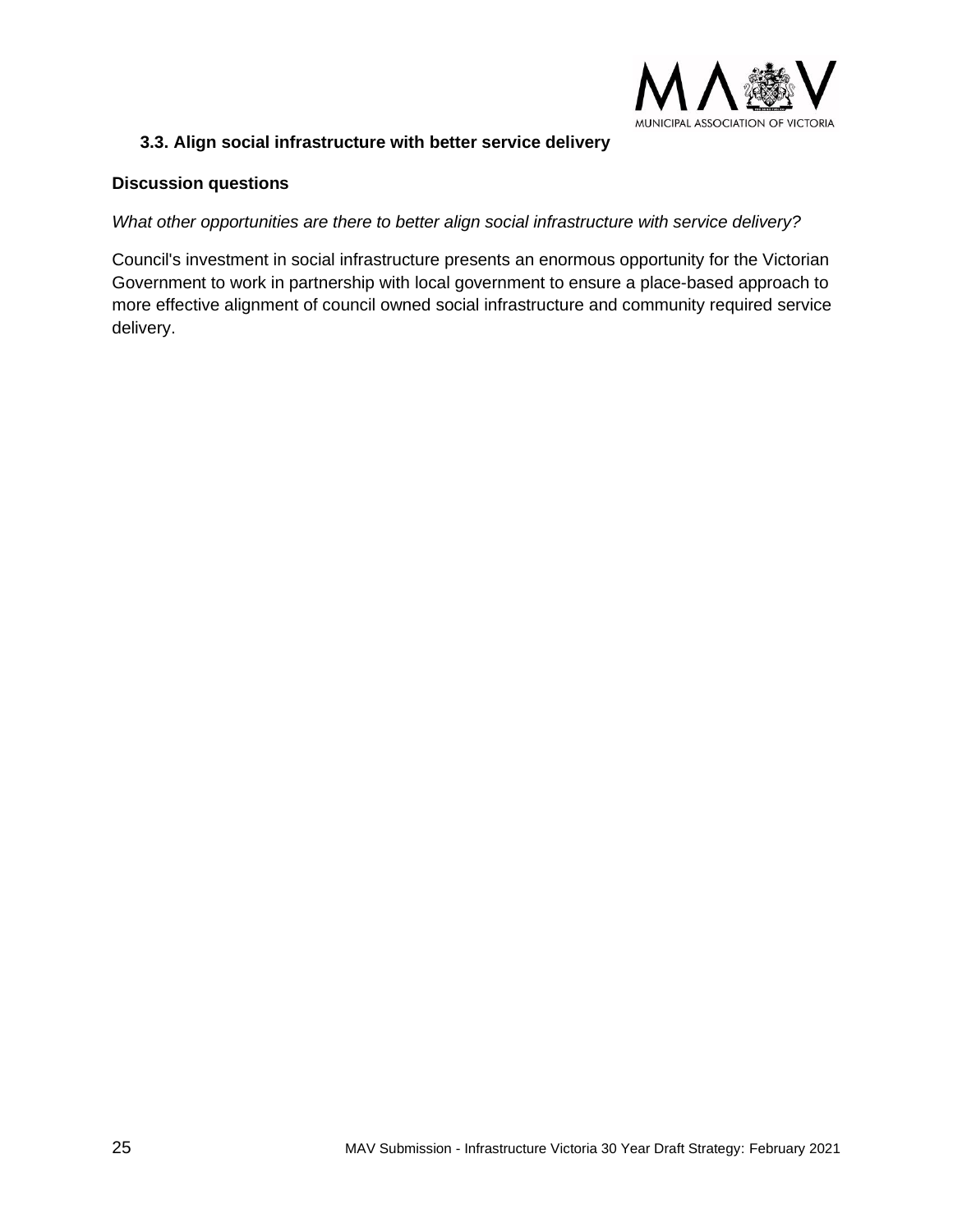### 3.3. Align social infrastructure with better service delivery

**Discussion questions**

*What other opportunities are there to better align social infrastructure with service delivery?*

Council's investment in social infrastructure presents an enormous opportunity for the Victorian Government to work in partnership with local government to ensure a place-based approach to more effective alignment of council owned social infrastructure and community required service delivery.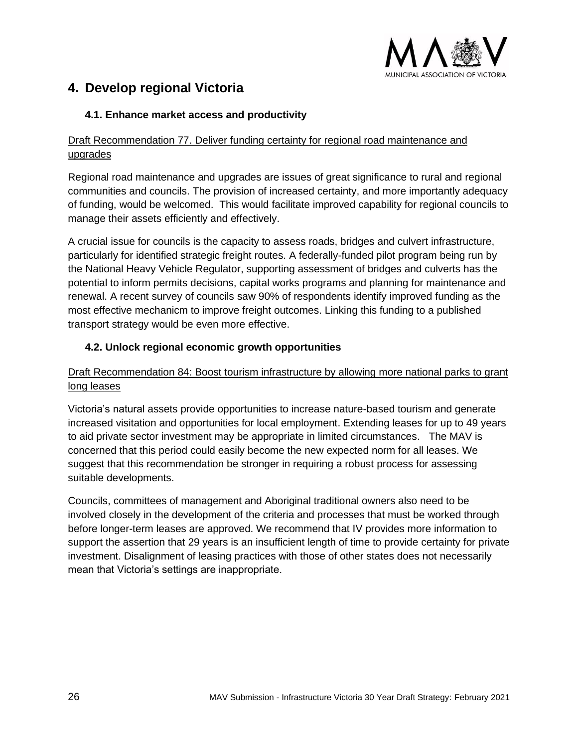# 4. Develop regional Victoria

## 4.1. Enhance market access and productivity

Draft Recommendation 77. Deliver funding certainty for regional road maintenance and upgrades

Regional road maintenance and upgrades are issues of great significance to rural and regional communities and councils. The provision of increased certainty, and more importantly adequacy of funding, would be welcomed. This would facilitate improved capability for regional councils to manage their assets efficiently and effectively.

A crucial issue for councils is the capacity to assess roads, bridges and culvert infrastructure, particularly for identified strategic freight routes. A federally-funded pilot program being run by the National Heavy Vehicle Regulator, supporting assessment of bridges and culverts has the potential to inform permits decisions, capital works programs and planning for maintenance and renewal. A recent survey of councils saw 90% of respondents identify improved funding as the most effective mechanicm to improve freight outcomes. Linking this funding to a published transport strategy would be even more effective.

## 4.2. Unlock regional economic growth opportunities

Draft Recommendation 84: Boost tourism infrastructure by allowing more national parks to grant long leases

Victoria's natural assets provide opportunities to increase nature-based tourism and generate increased visitation and opportunities for local employment. Extending leases for up to 49 years to aid private sector investment may be appropriate in limited circumstances. The MAV is concerned that this period could easily become the new expected norm for all leases. We suggest that this recommendation be stronger in requiring a robust process for assessing suitable developments.

Councils, committees of management and Aboriginal traditional owners also need to be involved closely in the development of the criteria and processes that must be worked through before longer-term leases are approved. We recommend that IV provides more information to support the assertion that 29 years is an insufficient length of time to provide certainty for private investment. Disalignment of leasing practices with those of other states does not necessarily mean that Victoria's settings are inappropriate.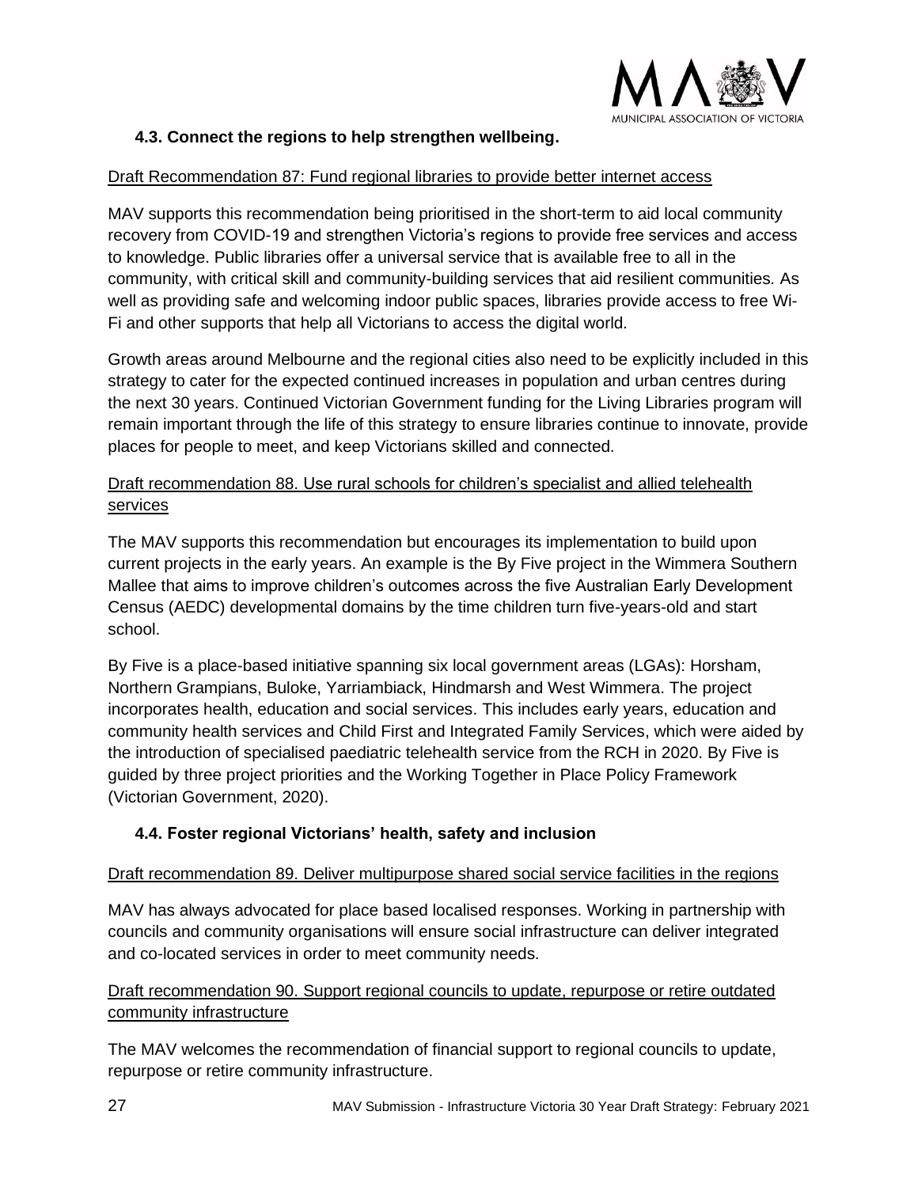### 4.3. Connect the regions to help strengthen wellbeing.

Draft Recommendation 87: Fund regional libraries to provide better internet access

MAV supports this recommendation being prioritised in the short-term to aid local community recovery from COVID-19 and strengthen Victoria's regions to provide free services and access to knowledge. Public libraries offer a universal service that is available free to all in the community, with critical skill and community-building services that aid resilient communities. As well as providing safe and welcoming indoor public spaces, libraries provide access to free Wi-Fi and other supports that help all Victorians to access the digital world.

Growth areas around Melbourne and the regional cities also need to be explicitly included in this strategy to cater for the expected continued increases in population and urban centres during the next 30 years. Continued Victorian Government funding for the Living Libraries program will remain important through the life of this strategy to ensure libraries continue to innovate, provide places for people to meet, and keep Victorians skilled and connected.

Draft recommendation 88. Use rural schools for children's specialist and allied telehealth services

The MAV supports this recommendation but encourages its implementation to build upon current projects in the early years. An example is the By Five project in the Wimmera Southern Mallee that aims to improve children's outcomes across the five Australian Early Development Census (AEDC) developmental domains by the time children turn five-years-old and start school.

By Five is a place-based initiative spanning six local government areas (LGAs): Horsham, Northern Grampians, Buloke, Yarriambiack, Hindmarsh and West Wimmera. The project incorporates health, education and social services. This includes early years, education and community health services and Child First and Integrated Family Services, which were aided by the introduction of specialised paediatric telehealth service from the RCH in 2020. By Five is guided by three project priorities and the Working Together in Place Policy Framework (Victorian Government, 2020).

### 4.4. Foster regional Victorians' health, safety and inclusion

Draft recommendation 89. Deliver multipurpose shared social service facilities in the regions

MAV has always advocated for place based localised responses. Working in partnership with councils and community organisations will ensure social infrastructure can deliver integrated and co-located services in order to meet community needs.

Draft recommendation 90. Support regional councils to update, repurpose or retire outdated community infrastructure

The MAV welcomes the recommendation of financial support to regional councils to update, repurpose or retire community infrastructure.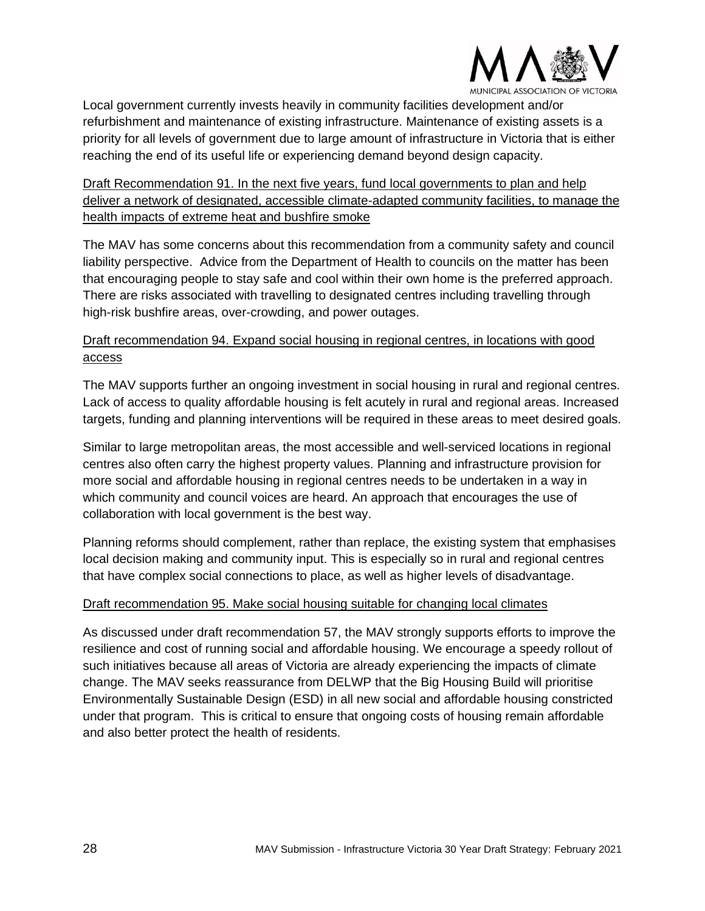Local government currently invests heavily in community facilities development and/or refurbishment and maintenance of existing infrastructure. Maintenance of existing assets is a priority for all levels of government due to large amount of infrastructure in Victoria that is either reaching the end of its useful life or experiencing demand beyond design capacity.

<u>Draft Recommendation 91. In the next five years, fund local governments to plan and help deliver a network of designated, accessible climate-adapted community facilities, to manage the health impacts of extreme heat and bushfire smoke</u>

The MAV has some concerns about this recommendation from a community safety and council liability perspective. Advice from the Department of Health to councils on the matter has been that encouraging people to stay safe and cool within their own home is the preferred approach. There are risks associated with travelling to designated centres including travelling through high-risk bushfire areas, over-crowding, and power outages.

<u>Draft recommendation 94. Expand social housing in regional centres, in locations with good access</u>

The MAV supports further an ongoing investment in social housing in rural and regional centres. Lack of access to quality affordable housing is felt acutely in rural and regional areas. Increased targets, funding and planning interventions will be required in these areas to meet desired goals.

Similar to large metropolitan areas, the most accessible and well-serviced locations in regional centres also often carry the highest property values. Planning and infrastructure provision for more social and affordable housing in regional centres needs to be undertaken in a way in which community and council voices are heard. An approach that encourages the use of collaboration with local government is the best way.

Planning reforms should complement, rather than replace, the existing system that emphasises local decision making and community input. This is especially so in rural and regional centres that have complex social connections to place, as well as higher levels of disadvantage.

<u>Draft recommendation 95. Make social housing suitable for changing local climates</u>

As discussed under draft recommendation 57, the MAV strongly supports efforts to improve the resilience and cost of running social and affordable housing. We encourage a speedy rollout of such initiatives because all areas of Victoria are already experiencing the impacts of climate change. The MAV seeks reassurance from DELWP that the Big Housing Build will prioritise Environmentally Sustainable Design (ESD) in all new social and affordable housing constricted under that program. This is critical to ensure that ongoing costs of housing remain affordable and also better protect the health of residents.